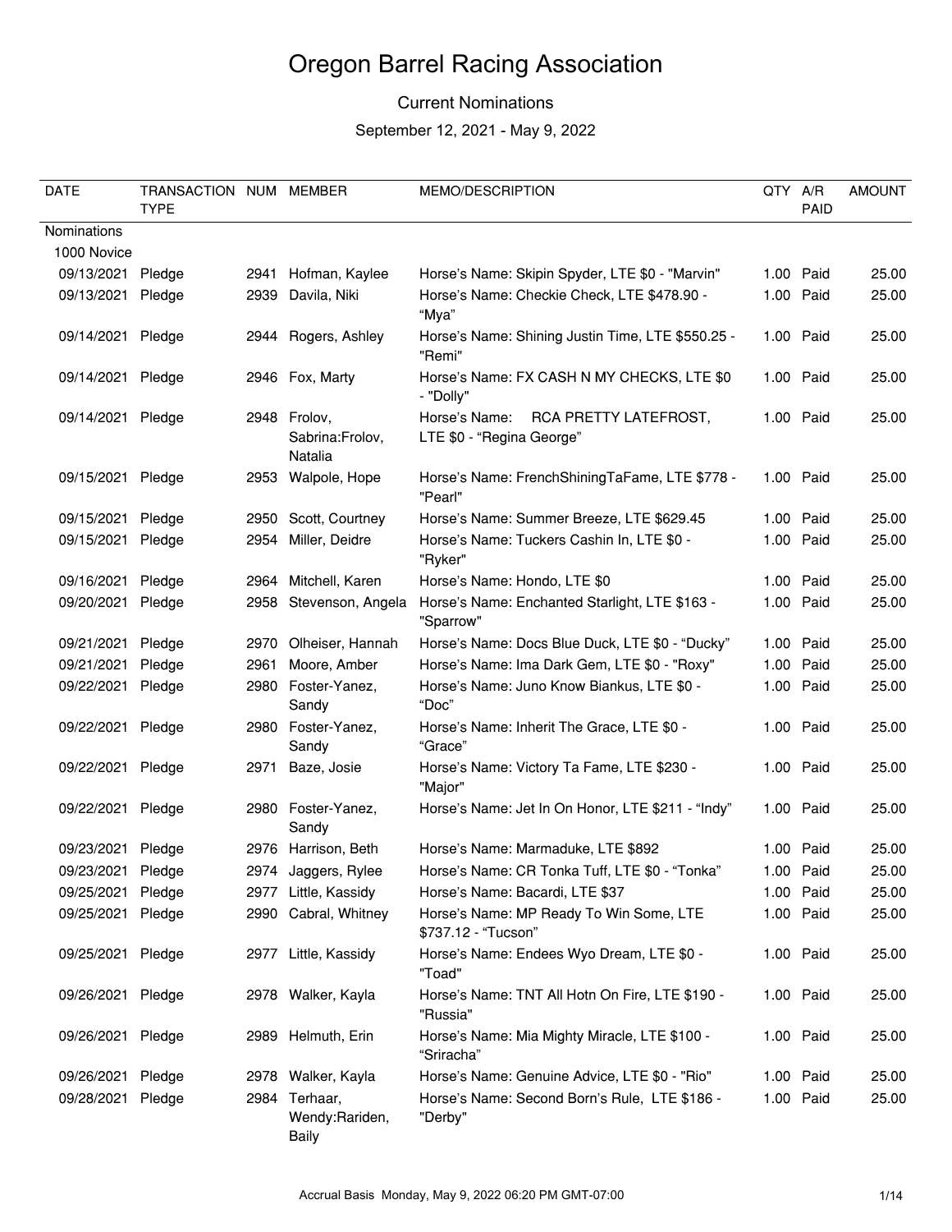# Oregon Barrel Racing Association

## Current Nominations

September 12, 2021 - May 9, 2022

| DATE | TRANSACTION TYPE | NUM | MEMBER | MEMO/DESCRIPTION | QTY | A/R PAID | AMOUNT |
|---|---|---|---|---|---|---|---|
| Nominations | | | | | | | |
| 1000 Novice | | | | | | | |
| 09/13/2021 | Pledge | 2941 | Hofman, Kaylee | Horse's Name: Skipin Spyder, LTE $0 - "Marvin" | 1.00 | Paid | 25.00 |
| 09/13/2021 | Pledge | 2939 | Davila, Niki | Horse's Name: Checkie Check, LTE $478.90 - "Mya" | 1.00 | Paid | 25.00 |
| 09/14/2021 | Pledge | 2944 | Rogers, Ashley | Horse's Name: Shining Justin Time, LTE $550.25 - "Remi" | 1.00 | Paid | 25.00 |
| 09/14/2021 | Pledge | 2946 | Fox, Marty | Horse's Name: FX CASH N MY CHECKS, LTE $0 - "Dolly" | 1.00 | Paid | 25.00 |
| 09/14/2021 | Pledge | 2948 | Frolov, Sabrina:Frolov, Natalia | Horse's Name: RCA PRETTY LATEFROST, LTE $0 - "Regina George" | 1.00 | Paid | 25.00 |
| 09/15/2021 | Pledge | 2953 | Walpole, Hope | Horse's Name: FrenchShiningTaFame, LTE $778 - "Pearl" | 1.00 | Paid | 25.00 |
| 09/15/2021 | Pledge | 2950 | Scott, Courtney | Horse's Name: Summer Breeze, LTE $629.45 | 1.00 | Paid | 25.00 |
| 09/15/2021 | Pledge | 2954 | Miller, Deidre | Horse's Name: Tuckers Cashin In, LTE $0 - "Ryker" | 1.00 | Paid | 25.00 |
| 09/16/2021 | Pledge | 2964 | Mitchell, Karen | Horse's Name: Hondo, LTE $0 | 1.00 | Paid | 25.00 |
| 09/20/2021 | Pledge | 2958 | Stevenson, Angela | Horse's Name: Enchanted Starlight, LTE $163 - "Sparrow" | 1.00 | Paid | 25.00 |
| 09/21/2021 | Pledge | 2970 | Olheiser, Hannah | Horse's Name: Docs Blue Duck, LTE $0 - "Ducky" | 1.00 | Paid | 25.00 |
| 09/21/2021 | Pledge | 2961 | Moore, Amber | Horse's Name: Ima Dark Gem, LTE $0 - "Roxy" | 1.00 | Paid | 25.00 |
| 09/22/2021 | Pledge | 2980 | Foster-Yanez, Sandy | Horse's Name: Juno Know Biankus, LTE $0 - "Doc" | 1.00 | Paid | 25.00 |
| 09/22/2021 | Pledge | 2980 | Foster-Yanez, Sandy | Horse's Name: Inherit The Grace, LTE $0 - "Grace" | 1.00 | Paid | 25.00 |
| 09/22/2021 | Pledge | 2971 | Baze, Josie | Horse's Name: Victory Ta Fame, LTE $230 - "Major" | 1.00 | Paid | 25.00 |
| 09/22/2021 | Pledge | 2980 | Foster-Yanez, Sandy | Horse's Name: Jet In On Honor, LTE $211 - "Indy" | 1.00 | Paid | 25.00 |
| 09/23/2021 | Pledge | 2976 | Harrison, Beth | Horse's Name: Marmaduke, LTE $892 | 1.00 | Paid | 25.00 |
| 09/23/2021 | Pledge | 2974 | Jaggers, Rylee | Horse's Name: CR Tonka Tuff, LTE $0 - "Tonka" | 1.00 | Paid | 25.00 |
| 09/25/2021 | Pledge | 2977 | Little, Kassidy | Horse's Name: Bacardi, LTE $37 | 1.00 | Paid | 25.00 |
| 09/25/2021 | Pledge | 2990 | Cabral, Whitney | Horse's Name: MP Ready To Win Some, LTE $737.12 - "Tucson" | 1.00 | Paid | 25.00 |
| 09/25/2021 | Pledge | 2977 | Little, Kassidy | Horse's Name: Endees Wyo Dream, LTE $0 - "Toad" | 1.00 | Paid | 25.00 |
| 09/26/2021 | Pledge | 2978 | Walker, Kayla | Horse's Name: TNT All Hotn On Fire, LTE $190 - "Russia" | 1.00 | Paid | 25.00 |
| 09/26/2021 | Pledge | 2989 | Helmuth, Erin | Horse's Name: Mia Mighty Miracle, LTE $100 - "Sriracha" | 1.00 | Paid | 25.00 |
| 09/26/2021 | Pledge | 2978 | Walker, Kayla | Horse's Name: Genuine Advice, LTE $0 - "Rio" | 1.00 | Paid | 25.00 |
| 09/28/2021 | Pledge | 2984 | Terhaar, Wendy:Rariden, Baily | Horse's Name: Second Born's Rule, LTE $186 - "Derby" | 1.00 | Paid | 25.00 |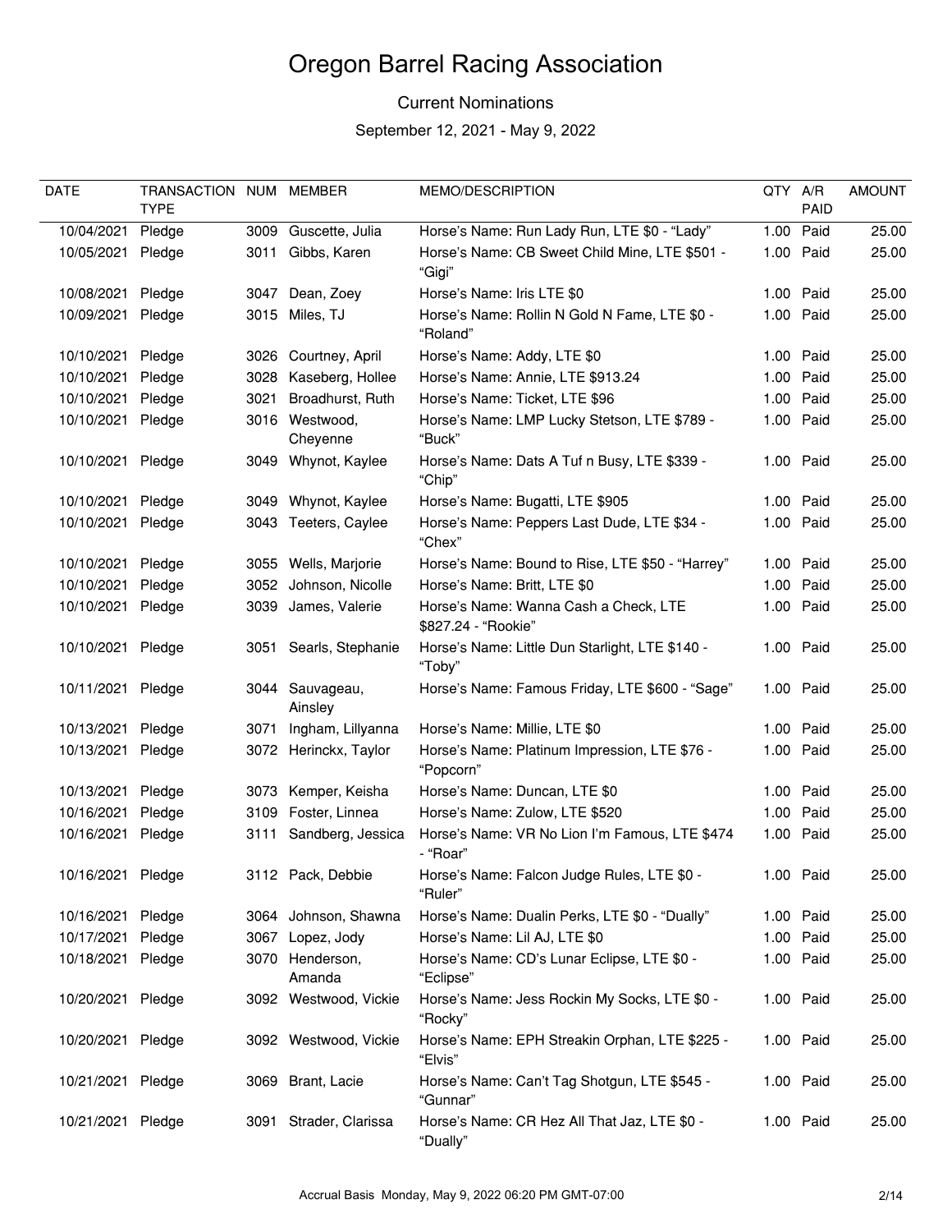# Oregon Barrel Racing Association

## Current Nominations

September 12, 2021 - May 9, 2022

| DATE | TRANSACTION TYPE | NUM | MEMBER | MEMO/DESCRIPTION | QTY | A/R PAID | AMOUNT |
|---|---|---|---|---|---|---|---|
| 10/04/2021 | Pledge | 3009 | Guscette, Julia | Horse's Name: Run Lady Run, LTE $0 - "Lady" | 1.00 | Paid | 25.00 |
| 10/05/2021 | Pledge | 3011 | Gibbs, Karen | Horse's Name: CB Sweet Child Mine, LTE $501 - "Gigi" | 1.00 | Paid | 25.00 |
| 10/08/2021 | Pledge | 3047 | Dean, Zoey | Horse's Name: Iris LTE $0 | 1.00 | Paid | 25.00 |
| 10/09/2021 | Pledge | 3015 | Miles, TJ | Horse's Name: Rollin N Gold N Fame, LTE $0 - "Roland" | 1.00 | Paid | 25.00 |
| 10/10/2021 | Pledge | 3026 | Courtney, April | Horse's Name: Addy, LTE $0 | 1.00 | Paid | 25.00 |
| 10/10/2021 | Pledge | 3028 | Kaseberg, Hollee | Horse's Name: Annie, LTE $913.24 | 1.00 | Paid | 25.00 |
| 10/10/2021 | Pledge | 3021 | Broadhurst, Ruth | Horse's Name: Ticket, LTE $96 | 1.00 | Paid | 25.00 |
| 10/10/2021 | Pledge | 3016 | Westwood, Cheyenne | Horse's Name: LMP Lucky Stetson, LTE $789 - "Buck" | 1.00 | Paid | 25.00 |
| 10/10/2021 | Pledge | 3049 | Whynot, Kaylee | Horse's Name: Dats A Tuf n Busy, LTE $339 - "Chip" | 1.00 | Paid | 25.00 |
| 10/10/2021 | Pledge | 3049 | Whynot, Kaylee | Horse's Name: Bugatti, LTE $905 | 1.00 | Paid | 25.00 |
| 10/10/2021 | Pledge | 3043 | Teeters, Caylee | Horse's Name: Peppers Last Dude, LTE $34 - "Chex" | 1.00 | Paid | 25.00 |
| 10/10/2021 | Pledge | 3055 | Wells, Marjorie | Horse's Name: Bound to Rise, LTE $50 - "Harrey" | 1.00 | Paid | 25.00 |
| 10/10/2021 | Pledge | 3052 | Johnson, Nicolle | Horse's Name: Britt, LTE $0 | 1.00 | Paid | 25.00 |
| 10/10/2021 | Pledge | 3039 | James, Valerie | Horse's Name: Wanna Cash a Check, LTE $827.24 - "Rookie" | 1.00 | Paid | 25.00 |
| 10/10/2021 | Pledge | 3051 | Searls, Stephanie | Horse's Name: Little Dun Starlight, LTE $140 - "Toby" | 1.00 | Paid | 25.00 |
| 10/11/2021 | Pledge | 3044 | Sauvageau, Ainsley | Horse's Name: Famous Friday, LTE $600 - "Sage" | 1.00 | Paid | 25.00 |
| 10/13/2021 | Pledge | 3071 | Ingham, Lillyanna | Horse's Name: Millie, LTE $0 | 1.00 | Paid | 25.00 |
| 10/13/2021 | Pledge | 3072 | Herinckx, Taylor | Horse's Name: Platinum Impression, LTE $76 - "Popcorn" | 1.00 | Paid | 25.00 |
| 10/13/2021 | Pledge | 3073 | Kemper, Keisha | Horse's Name: Duncan, LTE $0 | 1.00 | Paid | 25.00 |
| 10/16/2021 | Pledge | 3109 | Foster, Linnea | Horse's Name: Zulow, LTE $520 | 1.00 | Paid | 25.00 |
| 10/16/2021 | Pledge | 3111 | Sandberg, Jessica | Horse's Name: VR No Lion I'm Famous, LTE $474 - "Roar" | 1.00 | Paid | 25.00 |
| 10/16/2021 | Pledge | 3112 | Pack, Debbie | Horse's Name: Falcon Judge Rules, LTE $0 - "Ruler" | 1.00 | Paid | 25.00 |
| 10/16/2021 | Pledge | 3064 | Johnson, Shawna | Horse's Name: Dualin Perks, LTE $0 - "Dually" | 1.00 | Paid | 25.00 |
| 10/17/2021 | Pledge | 3067 | Lopez, Jody | Horse's Name: Lil AJ, LTE $0 | 1.00 | Paid | 25.00 |
| 10/18/2021 | Pledge | 3070 | Henderson, Amanda | Horse's Name: CD's Lunar Eclipse, LTE $0 - "Eclipse" | 1.00 | Paid | 25.00 |
| 10/20/2021 | Pledge | 3092 | Westwood, Vickie | Horse's Name: Jess Rockin My Socks, LTE $0 - "Rocky" | 1.00 | Paid | 25.00 |
| 10/20/2021 | Pledge | 3092 | Westwood, Vickie | Horse's Name: EPH Streakin Orphan, LTE $225 - "Elvis" | 1.00 | Paid | 25.00 |
| 10/21/2021 | Pledge | 3069 | Brant, Lacie | Horse's Name: Can't Tag Shotgun, LTE $545 - "Gunnar" | 1.00 | Paid | 25.00 |
| 10/21/2021 | Pledge | 3091 | Strader, Clarissa | Horse's Name: CR Hez All That Jaz, LTE $0 - "Dually" | 1.00 | Paid | 25.00 |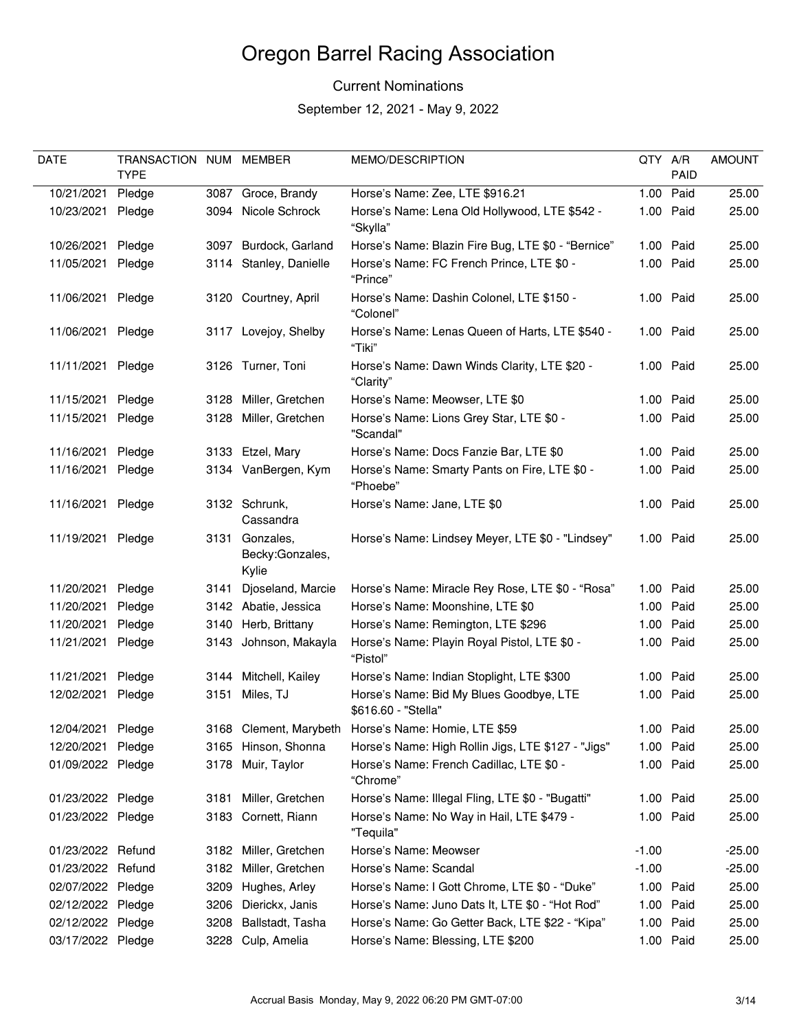# Oregon Barrel Racing Association

## Current Nominations

### September 12, 2021 - May 9, 2022

| DATE | TRANSACTION TYPE | NUM | MEMBER | MEMO/DESCRIPTION | QTY | A/R PAID | AMOUNT |
|---|---|---|---|---|---|---|---|
| 10/21/2021 | Pledge | 3087 | Groce, Brandy | Horse's Name: Zee, LTE $916.21 | 1.00 | Paid | 25.00 |
| 10/23/2021 | Pledge | 3094 | Nicole Schrock | Horse's Name: Lena Old Hollywood, LTE $542 - "Skylla" | 1.00 | Paid | 25.00 |
| 10/26/2021 | Pledge | 3097 | Burdock, Garland | Horse's Name: Blazin Fire Bug, LTE $0 - "Bernice" | 1.00 | Paid | 25.00 |
| 11/05/2021 | Pledge | 3114 | Stanley, Danielle | Horse's Name: FC French Prince, LTE $0 - "Prince" | 1.00 | Paid | 25.00 |
| 11/06/2021 | Pledge | 3120 | Courtney, April | Horse's Name: Dashin Colonel, LTE $150 - "Colonel" | 1.00 | Paid | 25.00 |
| 11/06/2021 | Pledge | 3117 | Lovejoy, Shelby | Horse's Name: Lenas Queen of Harts, LTE $540 - "Tiki" | 1.00 | Paid | 25.00 |
| 11/11/2021 | Pledge | 3126 | Turner, Toni | Horse's Name: Dawn Winds Clarity, LTE $20 - "Clarity" | 1.00 | Paid | 25.00 |
| 11/15/2021 | Pledge | 3128 | Miller, Gretchen | Horse's Name: Meowser, LTE $0 | 1.00 | Paid | 25.00 |
| 11/15/2021 | Pledge | 3128 | Miller, Gretchen | Horse's Name: Lions Grey Star, LTE $0 - "Scandal" | 1.00 | Paid | 25.00 |
| 11/16/2021 | Pledge | 3133 | Etzel, Mary | Horse's Name: Docs Fanzie Bar, LTE $0 | 1.00 | Paid | 25.00 |
| 11/16/2021 | Pledge | 3134 | VanBergen, Kym | Horse's Name: Smarty Pants on Fire, LTE $0 - "Phoebe" | 1.00 | Paid | 25.00 |
| 11/16/2021 | Pledge | 3132 | Schrunk, Cassandra | Horse's Name: Jane, LTE $0 | 1.00 | Paid | 25.00 |
| 11/19/2021 | Pledge | 3131 | Gonzales, Becky:Gonzales, Kylie | Horse's Name: Lindsey Meyer, LTE $0 - "Lindsey" | 1.00 | Paid | 25.00 |
| 11/20/2021 | Pledge | 3141 | Djoseland, Marcie | Horse's Name: Miracle Rey Rose, LTE $0 - "Rosa" | 1.00 | Paid | 25.00 |
| 11/20/2021 | Pledge | 3142 | Abatie, Jessica | Horse's Name: Moonshine, LTE $0 | 1.00 | Paid | 25.00 |
| 11/20/2021 | Pledge | 3140 | Herb, Brittany | Horse's Name: Remington, LTE $296 | 1.00 | Paid | 25.00 |
| 11/21/2021 | Pledge | 3143 | Johnson, Makayla | Horse's Name: Playin Royal Pistol, LTE $0 - "Pistol" | 1.00 | Paid | 25.00 |
| 11/21/2021 | Pledge | 3144 | Mitchell, Kailey | Horse's Name: Indian Stoplight, LTE $300 | 1.00 | Paid | 25.00 |
| 12/02/2021 | Pledge | 3151 | Miles, TJ | Horse's Name: Bid My Blues Goodbye, LTE $616.60 - "Stella" | 1.00 | Paid | 25.00 |
| 12/04/2021 | Pledge | 3168 | Clement, Marybeth | Horse's Name: Homie, LTE $59 | 1.00 | Paid | 25.00 |
| 12/20/2021 | Pledge | 3165 | Hinson, Shonna | Horse's Name: High Rollin Jigs, LTE $127 - "Jigs" | 1.00 | Paid | 25.00 |
| 01/09/2022 | Pledge | 3178 | Muir, Taylor | Horse's Name: French Cadillac, LTE $0 - "Chrome" | 1.00 | Paid | 25.00 |
| 01/23/2022 | Pledge | 3181 | Miller, Gretchen | Horse's Name: Illegal Fling, LTE $0 - "Bugatti" | 1.00 | Paid | 25.00 |
| 01/23/2022 | Pledge | 3183 | Cornett, Riann | Horse's Name: No Way in Hail, LTE $479 - "Tequila" | 1.00 | Paid | 25.00 |
| 01/23/2022 | Refund | 3182 | Miller, Gretchen | Horse's Name: Meowser | -1.00 | | -25.00 |
| 01/23/2022 | Refund | 3182 | Miller, Gretchen | Horse's Name: Scandal | -1.00 | | -25.00 |
| 02/07/2022 | Pledge | 3209 | Hughes, Arley | Horse's Name: I Gott Chrome, LTE $0 - "Duke" | 1.00 | Paid | 25.00 |
| 02/12/2022 | Pledge | 3206 | Dierickx, Janis | Horse's Name: Juno Dats It, LTE $0 - "Hot Rod" | 1.00 | Paid | 25.00 |
| 02/12/2022 | Pledge | 3208 | Ballstadt, Tasha | Horse's Name: Go Getter Back, LTE $22 - "Kipa" | 1.00 | Paid | 25.00 |
| 03/17/2022 | Pledge | 3228 | Culp, Amelia | Horse's Name: Blessing, LTE $200 | 1.00 | Paid | 25.00 |

Accrual Basis Monday, May 9, 2022 06:20 PM GMT-07:00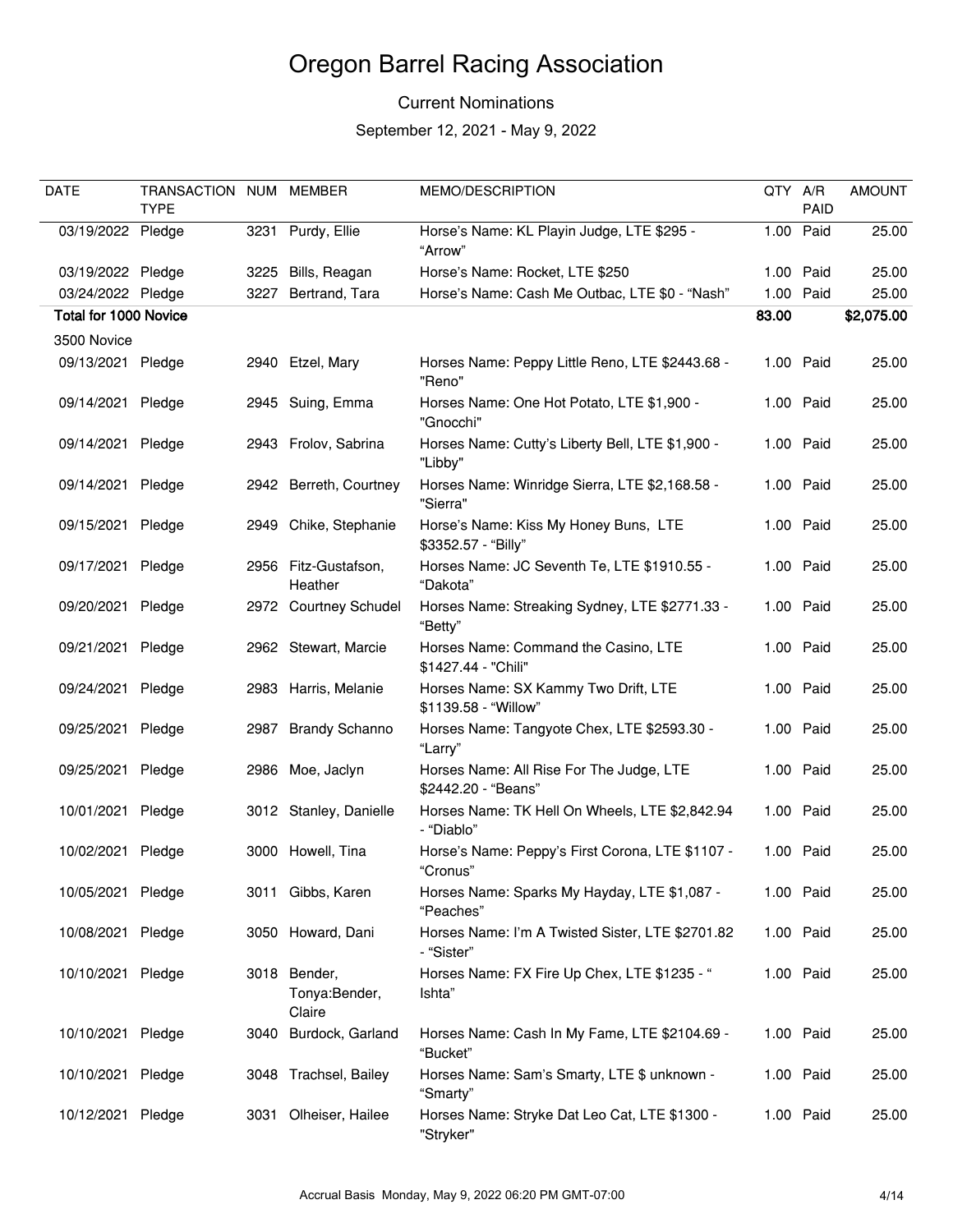# Oregon Barrel Racing Association

Current Nominations

September 12, 2021 - May 9, 2022

| DATE | TRANSACTION TYPE | NUM | MEMBER | MEMO/DESCRIPTION | QTY | A/R PAID | AMOUNT |
|---|---|---|---|---|---|---|---|
| 03/19/2022 | Pledge | 3231 | Purdy, Ellie | Horse's Name: KL Playin Judge, LTE $295 - "Arrow" | 1.00 | Paid | 25.00 |
| 03/19/2022 | Pledge | 3225 | Bills, Reagan | Horse's Name: Rocket, LTE $250 | 1.00 | Paid | 25.00 |
| 03/24/2022 | Pledge | 3227 | Bertrand, Tara | Horse's Name: Cash Me Outbac, LTE $0 - "Nash" | 1.00 | Paid | 25.00 |
| **Total for 1000 Novice** | | | | | **83.00** | | **$2,075.00** |
| 3500 Novice | | | | | | | |
| 09/13/2021 | Pledge | 2940 | Etzel, Mary | Horses Name: Peppy Little Reno, LTE $2443.68 - "Reno" | 1.00 | Paid | 25.00 |
| 09/14/2021 | Pledge | 2945 | Suing, Emma | Horses Name: One Hot Potato, LTE $1,900 - "Gnocchi" | 1.00 | Paid | 25.00 |
| 09/14/2021 | Pledge | 2943 | Frolov, Sabrina | Horses Name: Cutty's Liberty Bell, LTE $1,900 - "Libby" | 1.00 | Paid | 25.00 |
| 09/14/2021 | Pledge | 2942 | Berreth, Courtney | Horses Name: Winridge Sierra, LTE $2,168.58 - "Sierra" | 1.00 | Paid | 25.00 |
| 09/15/2021 | Pledge | 2949 | Chike, Stephanie | Horse's Name: Kiss My Honey Buns, LTE $3352.57 - "Billy" | 1.00 | Paid | 25.00 |
| 09/17/2021 | Pledge | 2956 | Fitz-Gustafson, Heather | Horses Name: JC Seventh Te, LTE $1910.55 - "Dakota" | 1.00 | Paid | 25.00 |
| 09/20/2021 | Pledge | 2972 | Courtney Schudel | Horses Name: Streaking Sydney, LTE $2771.33 - "Betty" | 1.00 | Paid | 25.00 |
| 09/21/2021 | Pledge | 2962 | Stewart, Marcie | Horses Name: Command the Casino, LTE $1427.44 - "Chili" | 1.00 | Paid | 25.00 |
| 09/24/2021 | Pledge | 2983 | Harris, Melanie | Horses Name: SX Kammy Two Drift, LTE $1139.58 - "Willow" | 1.00 | Paid | 25.00 |
| 09/25/2021 | Pledge | 2987 | Brandy Schanno | Horses Name: Tangyote Chex, LTE $2593.30 - "Larry" | 1.00 | Paid | 25.00 |
| 09/25/2021 | Pledge | 2986 | Moe, Jaclyn | Horses Name: All Rise For The Judge, LTE $2442.20 - "Beans" | 1.00 | Paid | 25.00 |
| 10/01/2021 | Pledge | 3012 | Stanley, Danielle | Horses Name: TK Hell On Wheels, LTE $2,842.94 - "Diablo" | 1.00 | Paid | 25.00 |
| 10/02/2021 | Pledge | 3000 | Howell, Tina | Horse's Name: Peppy's First Corona, LTE $1107 - "Cronus" | 1.00 | Paid | 25.00 |
| 10/05/2021 | Pledge | 3011 | Gibbs, Karen | Horses Name: Sparks My Hayday, LTE $1,087 - "Peaches" | 1.00 | Paid | 25.00 |
| 10/08/2021 | Pledge | 3050 | Howard, Dani | Horses Name: I'm A Twisted Sister, LTE $2701.82 - "Sister" | 1.00 | Paid | 25.00 |
| 10/10/2021 | Pledge | 3018 | Bender, Tonya:Bender, Claire | Horses Name: FX Fire Up Chex, LTE $1235 - " Ishta" | 1.00 | Paid | 25.00 |
| 10/10/2021 | Pledge | 3040 | Burdock, Garland | Horses Name: Cash In My Fame, LTE $2104.69 - "Bucket" | 1.00 | Paid | 25.00 |
| 10/10/2021 | Pledge | 3048 | Trachsel, Bailey | Horses Name: Sam's Smarty, LTE $ unknown - "Smarty" | 1.00 | Paid | 25.00 |
| 10/12/2021 | Pledge | 3031 | Olheiser, Hailee | Horses Name: Stryke Dat Leo Cat, LTE $1300 - "Stryker" | 1.00 | Paid | 25.00 |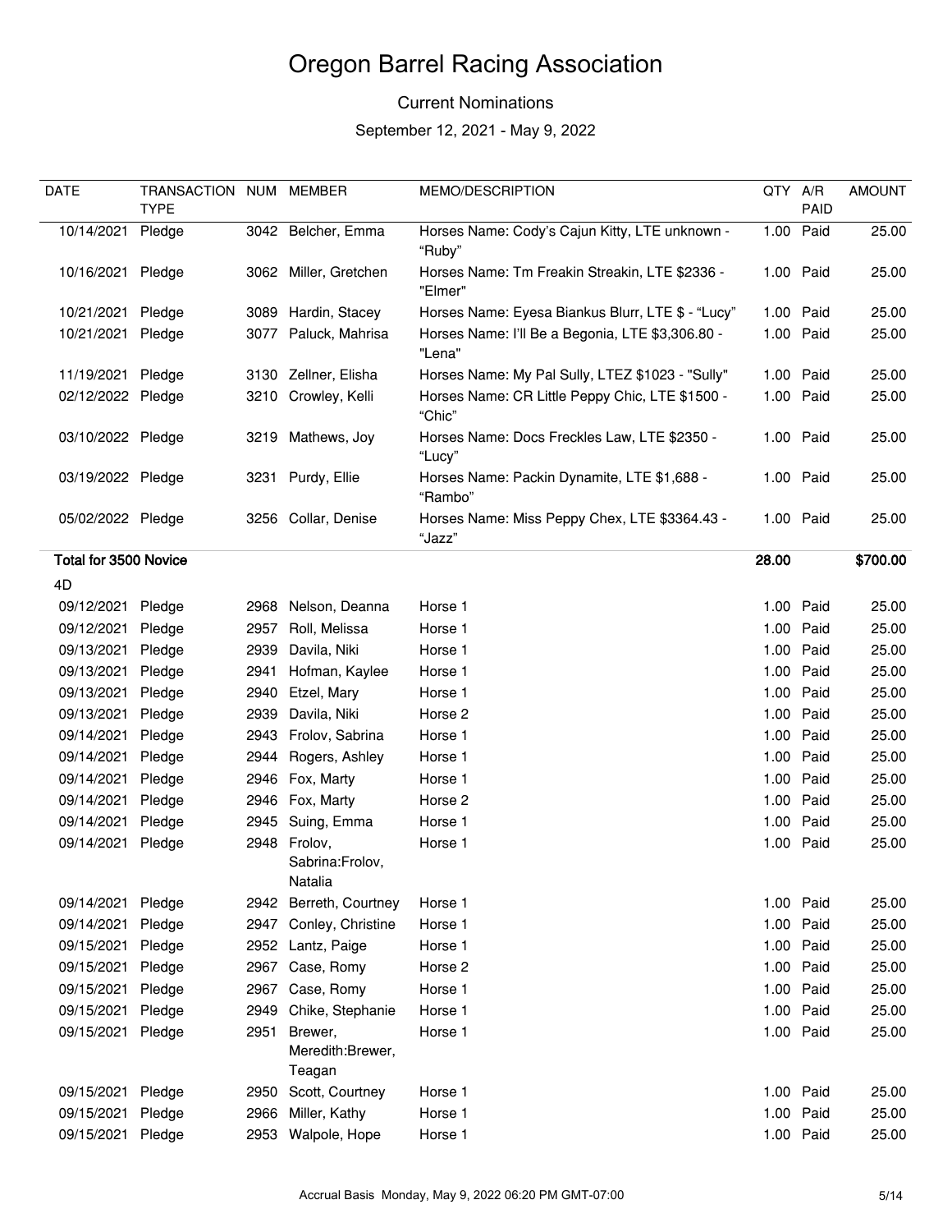# Oregon Barrel Racing Association

Current Nominations

September 12, 2021 - May 9, 2022

| DATE | TRANSACTION TYPE | NUM | MEMBER | MEMO/DESCRIPTION | QTY | A/R PAID | AMOUNT |
|---|---|---|---|---|---|---|---|
| 10/14/2021 | Pledge | 3042 | Belcher, Emma | Horses Name: Cody's Cajun Kitty, LTE unknown - "Ruby" | 1.00 | Paid | 25.00 |
| 10/16/2021 | Pledge | 3062 | Miller, Gretchen | Horses Name: Tm Freakin Streakin, LTE $2336 - "Elmer" | 1.00 | Paid | 25.00 |
| 10/21/2021 | Pledge | 3089 | Hardin, Stacey | Horses Name: Eyesa Biankus Blurr, LTE $ - "Lucy" | 1.00 | Paid | 25.00 |
| 10/21/2021 | Pledge | 3077 | Paluck, Mahrisa | Horses Name: I'll Be a Begonia, LTE $3,306.80 - "Lena" | 1.00 | Paid | 25.00 |
| 11/19/2021 | Pledge | 3130 | Zellner, Elisha | Horses Name: My Pal Sully, LTEZ $1023 - "Sully" | 1.00 | Paid | 25.00 |
| 02/12/2022 | Pledge | 3210 | Crowley, Kelli | Horses Name: CR Little Peppy Chic, LTE $1500 - "Chic" | 1.00 | Paid | 25.00 |
| 03/10/2022 | Pledge | 3219 | Mathews, Joy | Horses Name: Docs Freckles Law, LTE $2350 - "Lucy" | 1.00 | Paid | 25.00 |
| 03/19/2022 | Pledge | 3231 | Purdy, Ellie | Horses Name: Packin Dynamite, LTE $1,688 - "Rambo" | 1.00 | Paid | 25.00 |
| 05/02/2022 | Pledge | 3256 | Collar, Denise | Horses Name: Miss Peppy Chex, LTE $3364.43 - "Jazz" | 1.00 | Paid | 25.00 |
| **Total for 3500 Novice** | | | | | **28.00** | | **$700.00** |
| 4D | | | | | | | |
| 09/12/2021 | Pledge | 2968 | Nelson, Deanna | Horse 1 | 1.00 | Paid | 25.00 |
| 09/12/2021 | Pledge | 2957 | Roll, Melissa | Horse 1 | 1.00 | Paid | 25.00 |
| 09/13/2021 | Pledge | 2939 | Davila, Niki | Horse 1 | 1.00 | Paid | 25.00 |
| 09/13/2021 | Pledge | 2941 | Hofman, Kaylee | Horse 1 | 1.00 | Paid | 25.00 |
| 09/13/2021 | Pledge | 2940 | Etzel, Mary | Horse 1 | 1.00 | Paid | 25.00 |
| 09/13/2021 | Pledge | 2939 | Davila, Niki | Horse 2 | 1.00 | Paid | 25.00 |
| 09/14/2021 | Pledge | 2943 | Frolov, Sabrina | Horse 1 | 1.00 | Paid | 25.00 |
| 09/14/2021 | Pledge | 2944 | Rogers, Ashley | Horse 1 | 1.00 | Paid | 25.00 |
| 09/14/2021 | Pledge | 2946 | Fox, Marty | Horse 1 | 1.00 | Paid | 25.00 |
| 09/14/2021 | Pledge | 2946 | Fox, Marty | Horse 2 | 1.00 | Paid | 25.00 |
| 09/14/2021 | Pledge | 2945 | Suing, Emma | Horse 1 | 1.00 | Paid | 25.00 |
| 09/14/2021 | Pledge | 2948 | Frolov, Sabrina:Frolov, Natalia | Horse 1 | 1.00 | Paid | 25.00 |
| 09/14/2021 | Pledge | 2942 | Berreth, Courtney | Horse 1 | 1.00 | Paid | 25.00 |
| 09/14/2021 | Pledge | 2947 | Conley, Christine | Horse 1 | 1.00 | Paid | 25.00 |
| 09/15/2021 | Pledge | 2952 | Lantz, Paige | Horse 1 | 1.00 | Paid | 25.00 |
| 09/15/2021 | Pledge | 2967 | Case, Romy | Horse 2 | 1.00 | Paid | 25.00 |
| 09/15/2021 | Pledge | 2967 | Case, Romy | Horse 1 | 1.00 | Paid | 25.00 |
| 09/15/2021 | Pledge | 2949 | Chike, Stephanie | Horse 1 | 1.00 | Paid | 25.00 |
| 09/15/2021 | Pledge | 2951 | Brewer, Meredith:Brewer, Teagan | Horse 1 | 1.00 | Paid | 25.00 |
| 09/15/2021 | Pledge | 2950 | Scott, Courtney | Horse 1 | 1.00 | Paid | 25.00 |
| 09/15/2021 | Pledge | 2966 | Miller, Kathy | Horse 1 | 1.00 | Paid | 25.00 |
| 09/15/2021 | Pledge | 2953 | Walpole, Hope | Horse 1 | 1.00 | Paid | 25.00 |

Accrual Basis Monday, May 9, 2022 06:20 PM GMT-07:00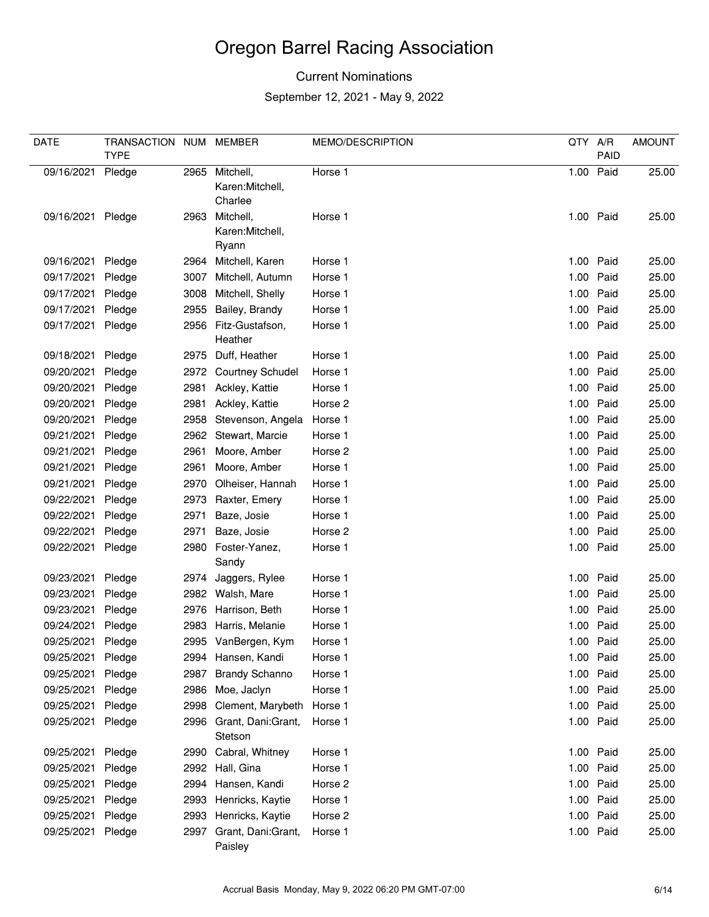# Oregon Barrel Racing Association

Current Nominations

September 12, 2021 - May 9, 2022

| DATE | TRANSACTION TYPE | NUM | MEMBER | MEMO/DESCRIPTION | QTY | A/R PAID | AMOUNT |
|---|---|---|---|---|---|---|---|
| 09/16/2021 | Pledge | 2965 | Mitchell, Karen:Mitchell, Charlee | Horse 1 | 1.00 | Paid | 25.00 |
| 09/16/2021 | Pledge | 2963 | Mitchell, Karen:Mitchell, Ryann | Horse 1 | 1.00 | Paid | 25.00 |
| 09/16/2021 | Pledge | 2964 | Mitchell, Karen | Horse 1 | 1.00 | Paid | 25.00 |
| 09/17/2021 | Pledge | 3007 | Mitchell, Autumn | Horse 1 | 1.00 | Paid | 25.00 |
| 09/17/2021 | Pledge | 3008 | Mitchell, Shelly | Horse 1 | 1.00 | Paid | 25.00 |
| 09/17/2021 | Pledge | 2955 | Bailey, Brandy | Horse 1 | 1.00 | Paid | 25.00 |
| 09/17/2021 | Pledge | 2956 | Fitz-Gustafson, Heather | Horse 1 | 1.00 | Paid | 25.00 |
| 09/18/2021 | Pledge | 2975 | Duff, Heather | Horse 1 | 1.00 | Paid | 25.00 |
| 09/20/2021 | Pledge | 2972 | Courtney Schudel | Horse 1 | 1.00 | Paid | 25.00 |
| 09/20/2021 | Pledge | 2981 | Ackley, Kattie | Horse 1 | 1.00 | Paid | 25.00 |
| 09/20/2021 | Pledge | 2981 | Ackley, Kattie | Horse 2 | 1.00 | Paid | 25.00 |
| 09/20/2021 | Pledge | 2958 | Stevenson, Angela | Horse 1 | 1.00 | Paid | 25.00 |
| 09/21/2021 | Pledge | 2962 | Stewart, Marcie | Horse 1 | 1.00 | Paid | 25.00 |
| 09/21/2021 | Pledge | 2961 | Moore, Amber | Horse 2 | 1.00 | Paid | 25.00 |
| 09/21/2021 | Pledge | 2961 | Moore, Amber | Horse 1 | 1.00 | Paid | 25.00 |
| 09/21/2021 | Pledge | 2970 | Olheiser, Hannah | Horse 1 | 1.00 | Paid | 25.00 |
| 09/22/2021 | Pledge | 2973 | Raxter, Emery | Horse 1 | 1.00 | Paid | 25.00 |
| 09/22/2021 | Pledge | 2971 | Baze, Josie | Horse 1 | 1.00 | Paid | 25.00 |
| 09/22/2021 | Pledge | 2971 | Baze, Josie | Horse 2 | 1.00 | Paid | 25.00 |
| 09/22/2021 | Pledge | 2980 | Foster-Yanez, Sandy | Horse 1 | 1.00 | Paid | 25.00 |
| 09/23/2021 | Pledge | 2974 | Jaggers, Rylee | Horse 1 | 1.00 | Paid | 25.00 |
| 09/23/2021 | Pledge | 2982 | Walsh, Mare | Horse 1 | 1.00 | Paid | 25.00 |
| 09/23/2021 | Pledge | 2976 | Harrison, Beth | Horse 1 | 1.00 | Paid | 25.00 |
| 09/24/2021 | Pledge | 2983 | Harris, Melanie | Horse 1 | 1.00 | Paid | 25.00 |
| 09/25/2021 | Pledge | 2995 | VanBergen, Kym | Horse 1 | 1.00 | Paid | 25.00 |
| 09/25/2021 | Pledge | 2994 | Hansen, Kandi | Horse 1 | 1.00 | Paid | 25.00 |
| 09/25/2021 | Pledge | 2987 | Brandy Schanno | Horse 1 | 1.00 | Paid | 25.00 |
| 09/25/2021 | Pledge | 2986 | Moe, Jaclyn | Horse 1 | 1.00 | Paid | 25.00 |
| 09/25/2021 | Pledge | 2998 | Clement, Marybeth | Horse 1 | 1.00 | Paid | 25.00 |
| 09/25/2021 | Pledge | 2996 | Grant, Dani:Grant, Stetson | Horse 1 | 1.00 | Paid | 25.00 |
| 09/25/2021 | Pledge | 2990 | Cabral, Whitney | Horse 1 | 1.00 | Paid | 25.00 |
| 09/25/2021 | Pledge | 2992 | Hall, Gina | Horse 1 | 1.00 | Paid | 25.00 |
| 09/25/2021 | Pledge | 2994 | Hansen, Kandi | Horse 2 | 1.00 | Paid | 25.00 |
| 09/25/2021 | Pledge | 2993 | Henricks, Kaytie | Horse 1 | 1.00 | Paid | 25.00 |
| 09/25/2021 | Pledge | 2993 | Henricks, Kaytie | Horse 2 | 1.00 | Paid | 25.00 |
| 09/25/2021 | Pledge | 2997 | Grant, Dani:Grant, Paisley | Horse 1 | 1.00 | Paid | 25.00 |

Accrual Basis Monday, May 9, 2022 06:20 PM GMT-07:00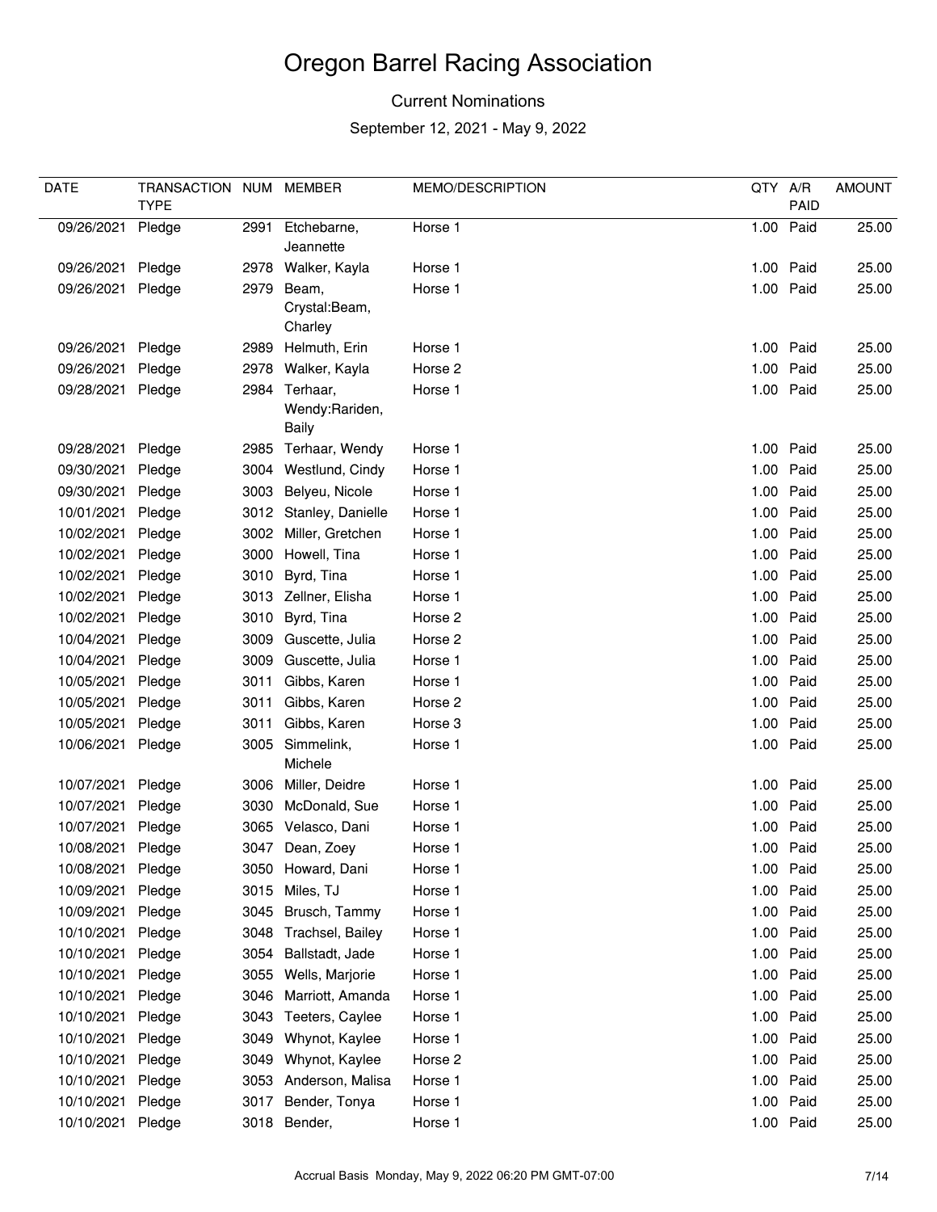# Oregon Barrel Racing Association

Current Nominations

September 12, 2021 - May 9, 2022

| DATE | TRANSACTION TYPE | NUM | MEMBER | MEMO/DESCRIPTION | QTY | A/R PAID | AMOUNT |
|---|---|---|---|---|---|---|---|
| 09/26/2021 | Pledge | 2991 | Etchebarne, Jeannette | Horse 1 | 1.00 | Paid | 25.00 |
| 09/26/2021 | Pledge | 2978 | Walker, Kayla | Horse 1 | 1.00 | Paid | 25.00 |
| 09/26/2021 | Pledge | 2979 | Beam, Crystal:Beam, Charley | Horse 1 | 1.00 | Paid | 25.00 |
| 09/26/2021 | Pledge | 2989 | Helmuth, Erin | Horse 1 | 1.00 | Paid | 25.00 |
| 09/26/2021 | Pledge | 2978 | Walker, Kayla | Horse 2 | 1.00 | Paid | 25.00 |
| 09/28/2021 | Pledge | 2984 | Terhaar, Wendy:Rariden, Baily | Horse 1 | 1.00 | Paid | 25.00 |
| 09/28/2021 | Pledge | 2985 | Terhaar, Wendy | Horse 1 | 1.00 | Paid | 25.00 |
| 09/30/2021 | Pledge | 3004 | Westlund, Cindy | Horse 1 | 1.00 | Paid | 25.00 |
| 09/30/2021 | Pledge | 3003 | Belyeu, Nicole | Horse 1 | 1.00 | Paid | 25.00 |
| 10/01/2021 | Pledge | 3012 | Stanley, Danielle | Horse 1 | 1.00 | Paid | 25.00 |
| 10/02/2021 | Pledge | 3002 | Miller, Gretchen | Horse 1 | 1.00 | Paid | 25.00 |
| 10/02/2021 | Pledge | 3000 | Howell, Tina | Horse 1 | 1.00 | Paid | 25.00 |
| 10/02/2021 | Pledge | 3010 | Byrd, Tina | Horse 1 | 1.00 | Paid | 25.00 |
| 10/02/2021 | Pledge | 3013 | Zellner, Elisha | Horse 1 | 1.00 | Paid | 25.00 |
| 10/02/2021 | Pledge | 3010 | Byrd, Tina | Horse 2 | 1.00 | Paid | 25.00 |
| 10/04/2021 | Pledge | 3009 | Guscette, Julia | Horse 2 | 1.00 | Paid | 25.00 |
| 10/04/2021 | Pledge | 3009 | Guscette, Julia | Horse 1 | 1.00 | Paid | 25.00 |
| 10/05/2021 | Pledge | 3011 | Gibbs, Karen | Horse 1 | 1.00 | Paid | 25.00 |
| 10/05/2021 | Pledge | 3011 | Gibbs, Karen | Horse 2 | 1.00 | Paid | 25.00 |
| 10/05/2021 | Pledge | 3011 | Gibbs, Karen | Horse 3 | 1.00 | Paid | 25.00 |
| 10/06/2021 | Pledge | 3005 | Simmelink, Michele | Horse 1 | 1.00 | Paid | 25.00 |
| 10/07/2021 | Pledge | 3006 | Miller, Deidre | Horse 1 | 1.00 | Paid | 25.00 |
| 10/07/2021 | Pledge | 3030 | McDonald, Sue | Horse 1 | 1.00 | Paid | 25.00 |
| 10/07/2021 | Pledge | 3065 | Velasco, Dani | Horse 1 | 1.00 | Paid | 25.00 |
| 10/08/2021 | Pledge | 3047 | Dean, Zoey | Horse 1 | 1.00 | Paid | 25.00 |
| 10/08/2021 | Pledge | 3050 | Howard, Dani | Horse 1 | 1.00 | Paid | 25.00 |
| 10/09/2021 | Pledge | 3015 | Miles, TJ | Horse 1 | 1.00 | Paid | 25.00 |
| 10/09/2021 | Pledge | 3045 | Brusch, Tammy | Horse 1 | 1.00 | Paid | 25.00 |
| 10/10/2021 | Pledge | 3048 | Trachsel, Bailey | Horse 1 | 1.00 | Paid | 25.00 |
| 10/10/2021 | Pledge | 3054 | Ballstadt, Jade | Horse 1 | 1.00 | Paid | 25.00 |
| 10/10/2021 | Pledge | 3055 | Wells, Marjorie | Horse 1 | 1.00 | Paid | 25.00 |
| 10/10/2021 | Pledge | 3046 | Marriott, Amanda | Horse 1 | 1.00 | Paid | 25.00 |
| 10/10/2021 | Pledge | 3043 | Teeters, Caylee | Horse 1 | 1.00 | Paid | 25.00 |
| 10/10/2021 | Pledge | 3049 | Whynot, Kaylee | Horse 1 | 1.00 | Paid | 25.00 |
| 10/10/2021 | Pledge | 3049 | Whynot, Kaylee | Horse 2 | 1.00 | Paid | 25.00 |
| 10/10/2021 | Pledge | 3053 | Anderson, Malisa | Horse 1 | 1.00 | Paid | 25.00 |
| 10/10/2021 | Pledge | 3017 | Bender, Tonya | Horse 1 | 1.00 | Paid | 25.00 |
| 10/10/2021 | Pledge | 3018 | Bender, | Horse 1 | 1.00 | Paid | 25.00 |

Accrual Basis Monday, May 9, 2022 06:20 PM GMT-07:00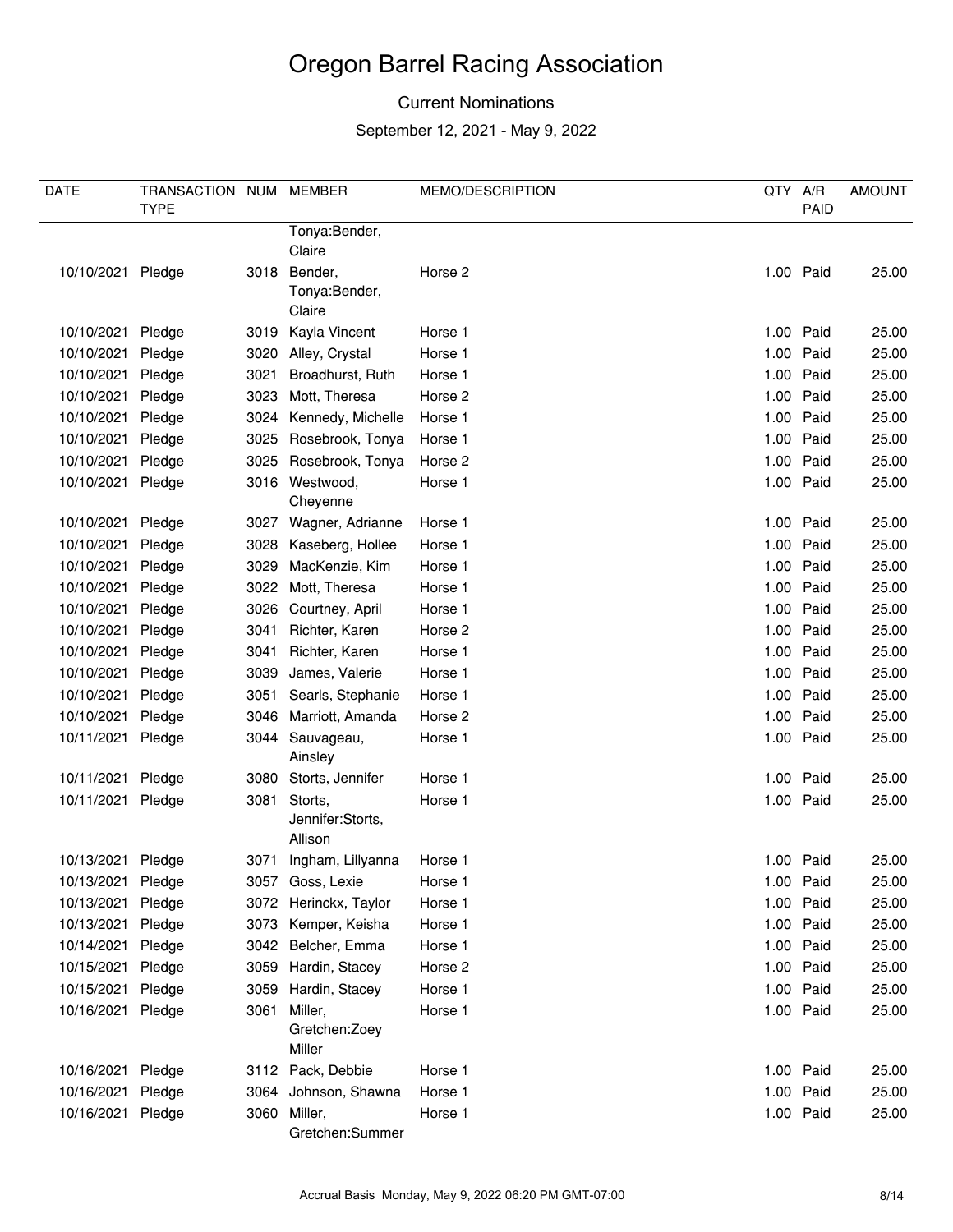# Oregon Barrel Racing Association

Current Nominations

September 12, 2021 - May 9, 2022

| DATE | TRANSACTION TYPE | NUM | MEMBER | MEMO/DESCRIPTION | QTY | A/R PAID | AMOUNT |
|---|---|---|---|---|---|---|---|
| | | | Tonya:Bender, Claire | | | | |
| 10/10/2021 | Pledge | 3018 | Bender, Tonya:Bender, Claire | Horse 2 | 1.00 | Paid | 25.00 |
| 10/10/2021 | Pledge | 3019 | Kayla Vincent | Horse 1 | 1.00 | Paid | 25.00 |
| 10/10/2021 | Pledge | 3020 | Alley, Crystal | Horse 1 | 1.00 | Paid | 25.00 |
| 10/10/2021 | Pledge | 3021 | Broadhurst, Ruth | Horse 1 | 1.00 | Paid | 25.00 |
| 10/10/2021 | Pledge | 3023 | Mott, Theresa | Horse 2 | 1.00 | Paid | 25.00 |
| 10/10/2021 | Pledge | 3024 | Kennedy, Michelle | Horse 1 | 1.00 | Paid | 25.00 |
| 10/10/2021 | Pledge | 3025 | Rosebrook, Tonya | Horse 1 | 1.00 | Paid | 25.00 |
| 10/10/2021 | Pledge | 3025 | Rosebrook, Tonya | Horse 2 | 1.00 | Paid | 25.00 |
| 10/10/2021 | Pledge | 3016 | Westwood, Cheyenne | Horse 1 | 1.00 | Paid | 25.00 |
| 10/10/2021 | Pledge | 3027 | Wagner, Adrianne | Horse 1 | 1.00 | Paid | 25.00 |
| 10/10/2021 | Pledge | 3028 | Kaseberg, Hollee | Horse 1 | 1.00 | Paid | 25.00 |
| 10/10/2021 | Pledge | 3029 | MacKenzie, Kim | Horse 1 | 1.00 | Paid | 25.00 |
| 10/10/2021 | Pledge | 3022 | Mott, Theresa | Horse 1 | 1.00 | Paid | 25.00 |
| 10/10/2021 | Pledge | 3026 | Courtney, April | Horse 1 | 1.00 | Paid | 25.00 |
| 10/10/2021 | Pledge | 3041 | Richter, Karen | Horse 2 | 1.00 | Paid | 25.00 |
| 10/10/2021 | Pledge | 3041 | Richter, Karen | Horse 1 | 1.00 | Paid | 25.00 |
| 10/10/2021 | Pledge | 3039 | James, Valerie | Horse 1 | 1.00 | Paid | 25.00 |
| 10/10/2021 | Pledge | 3051 | Searls, Stephanie | Horse 1 | 1.00 | Paid | 25.00 |
| 10/10/2021 | Pledge | 3046 | Marriott, Amanda | Horse 2 | 1.00 | Paid | 25.00 |
| 10/11/2021 | Pledge | 3044 | Sauvageau, Ainsley | Horse 1 | 1.00 | Paid | 25.00 |
| 10/11/2021 | Pledge | 3080 | Storts, Jennifer | Horse 1 | 1.00 | Paid | 25.00 |
| 10/11/2021 | Pledge | 3081 | Storts, Jennifer:Storts, Allison | Horse 1 | 1.00 | Paid | 25.00 |
| 10/13/2021 | Pledge | 3071 | Ingham, Lillyanna | Horse 1 | 1.00 | Paid | 25.00 |
| 10/13/2021 | Pledge | 3057 | Goss, Lexie | Horse 1 | 1.00 | Paid | 25.00 |
| 10/13/2021 | Pledge | 3072 | Herinckx, Taylor | Horse 1 | 1.00 | Paid | 25.00 |
| 10/13/2021 | Pledge | 3073 | Kemper, Keisha | Horse 1 | 1.00 | Paid | 25.00 |
| 10/14/2021 | Pledge | 3042 | Belcher, Emma | Horse 1 | 1.00 | Paid | 25.00 |
| 10/15/2021 | Pledge | 3059 | Hardin, Stacey | Horse 2 | 1.00 | Paid | 25.00 |
| 10/15/2021 | Pledge | 3059 | Hardin, Stacey | Horse 1 | 1.00 | Paid | 25.00 |
| 10/16/2021 | Pledge | 3061 | Miller, Gretchen:Zoey Miller | Horse 1 | 1.00 | Paid | 25.00 |
| 10/16/2021 | Pledge | 3112 | Pack, Debbie | Horse 1 | 1.00 | Paid | 25.00 |
| 10/16/2021 | Pledge | 3064 | Johnson, Shawna | Horse 1 | 1.00 | Paid | 25.00 |
| 10/16/2021 | Pledge | 3060 | Miller, Gretchen:Summer | Horse 1 | 1.00 | Paid | 25.00 |

Accrual Basis Monday, May 9, 2022 06:20 PM GMT-07:00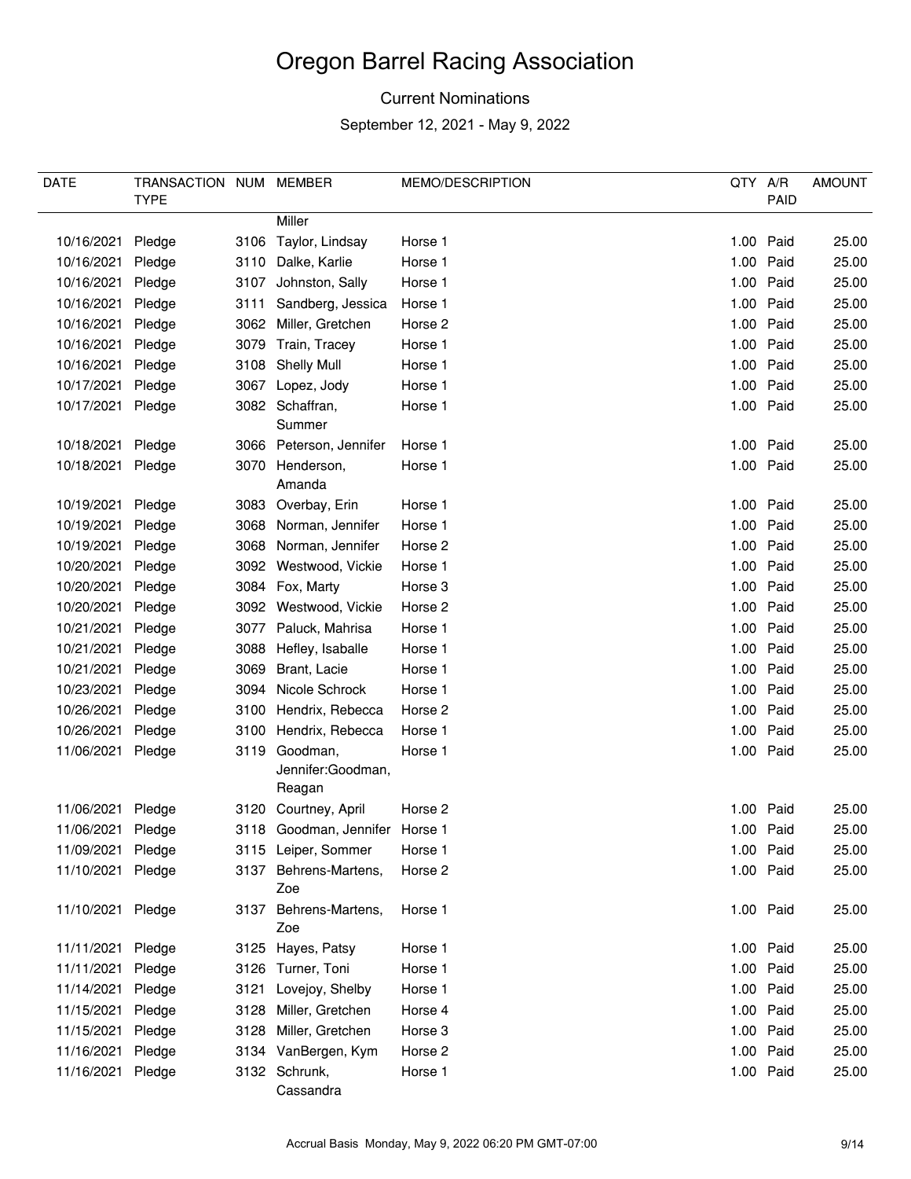# Oregon Barrel Racing Association

Current Nominations

September 12, 2021 - May 9, 2022

| DATE | TRANSACTION TYPE | NUM | MEMBER | MEMO/DESCRIPTION | QTY | A/R PAID | AMOUNT |
|---|---|---|---|---|---|---|---|
| | | | Miller | | | | |
| 10/16/2021 | Pledge | 3106 | Taylor, Lindsay | Horse 1 | 1.00 | Paid | 25.00 |
| 10/16/2021 | Pledge | 3110 | Dalke, Karlie | Horse 1 | 1.00 | Paid | 25.00 |
| 10/16/2021 | Pledge | 3107 | Johnston, Sally | Horse 1 | 1.00 | Paid | 25.00 |
| 10/16/2021 | Pledge | 3111 | Sandberg, Jessica | Horse 1 | 1.00 | Paid | 25.00 |
| 10/16/2021 | Pledge | 3062 | Miller, Gretchen | Horse 2 | 1.00 | Paid | 25.00 |
| 10/16/2021 | Pledge | 3079 | Train, Tracey | Horse 1 | 1.00 | Paid | 25.00 |
| 10/16/2021 | Pledge | 3108 | Shelly Mull | Horse 1 | 1.00 | Paid | 25.00 |
| 10/17/2021 | Pledge | 3067 | Lopez, Jody | Horse 1 | 1.00 | Paid | 25.00 |
| 10/17/2021 | Pledge | 3082 | Schaffran, Summer | Horse 1 | 1.00 | Paid | 25.00 |
| 10/18/2021 | Pledge | 3066 | Peterson, Jennifer | Horse 1 | 1.00 | Paid | 25.00 |
| 10/18/2021 | Pledge | 3070 | Henderson, Amanda | Horse 1 | 1.00 | Paid | 25.00 |
| 10/19/2021 | Pledge | 3083 | Overbay, Erin | Horse 1 | 1.00 | Paid | 25.00 |
| 10/19/2021 | Pledge | 3068 | Norman, Jennifer | Horse 1 | 1.00 | Paid | 25.00 |
| 10/19/2021 | Pledge | 3068 | Norman, Jennifer | Horse 2 | 1.00 | Paid | 25.00 |
| 10/20/2021 | Pledge | 3092 | Westwood, Vickie | Horse 1 | 1.00 | Paid | 25.00 |
| 10/20/2021 | Pledge | 3084 | Fox, Marty | Horse 3 | 1.00 | Paid | 25.00 |
| 10/20/2021 | Pledge | 3092 | Westwood, Vickie | Horse 2 | 1.00 | Paid | 25.00 |
| 10/21/2021 | Pledge | 3077 | Paluck, Mahrisa | Horse 1 | 1.00 | Paid | 25.00 |
| 10/21/2021 | Pledge | 3088 | Hefley, Isaballe | Horse 1 | 1.00 | Paid | 25.00 |
| 10/21/2021 | Pledge | 3069 | Brant, Lacie | Horse 1 | 1.00 | Paid | 25.00 |
| 10/23/2021 | Pledge | 3094 | Nicole Schrock | Horse 1 | 1.00 | Paid | 25.00 |
| 10/26/2021 | Pledge | 3100 | Hendrix, Rebecca | Horse 2 | 1.00 | Paid | 25.00 |
| 10/26/2021 | Pledge | 3100 | Hendrix, Rebecca | Horse 1 | 1.00 | Paid | 25.00 |
| 11/06/2021 | Pledge | 3119 | Goodman, Jennifer:Goodman, Reagan | Horse 1 | 1.00 | Paid | 25.00 |
| 11/06/2021 | Pledge | 3120 | Courtney, April | Horse 2 | 1.00 | Paid | 25.00 |
| 11/06/2021 | Pledge | 3118 | Goodman, Jennifer | Horse 1 | 1.00 | Paid | 25.00 |
| 11/09/2021 | Pledge | 3115 | Leiper, Sommer | Horse 1 | 1.00 | Paid | 25.00 |
| 11/10/2021 | Pledge | 3137 | Behrens-Martens, Zoe | Horse 2 | 1.00 | Paid | 25.00 |
| 11/10/2021 | Pledge | 3137 | Behrens-Martens, Zoe | Horse 1 | 1.00 | Paid | 25.00 |
| 11/11/2021 | Pledge | 3125 | Hayes, Patsy | Horse 1 | 1.00 | Paid | 25.00 |
| 11/11/2021 | Pledge | 3126 | Turner, Toni | Horse 1 | 1.00 | Paid | 25.00 |
| 11/14/2021 | Pledge | 3121 | Lovejoy, Shelby | Horse 1 | 1.00 | Paid | 25.00 |
| 11/15/2021 | Pledge | 3128 | Miller, Gretchen | Horse 4 | 1.00 | Paid | 25.00 |
| 11/15/2021 | Pledge | 3128 | Miller, Gretchen | Horse 3 | 1.00 | Paid | 25.00 |
| 11/16/2021 | Pledge | 3134 | VanBergen, Kym | Horse 2 | 1.00 | Paid | 25.00 |
| 11/16/2021 | Pledge | 3132 | Schrunk, Cassandra | Horse 1 | 1.00 | Paid | 25.00 |

Accrual Basis Monday, May 9, 2022 06:20 PM GMT-07:00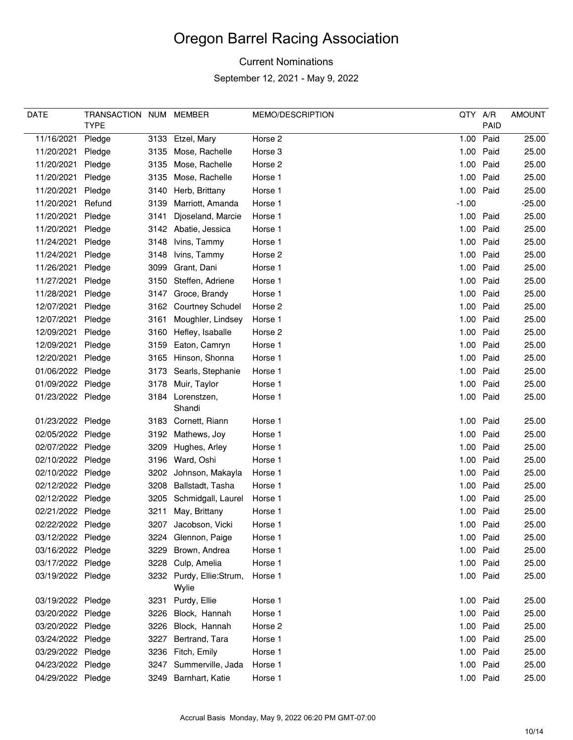# Oregon Barrel Racing Association

Current Nominations

September 12, 2021 - May 9, 2022

| DATE | TRANSACTION TYPE | NUM | MEMBER | MEMO/DESCRIPTION | QTY | A/R PAID | AMOUNT |
|---|---|---|---|---|---|---|---|
| 11/16/2021 | Pledge | 3133 | Etzel, Mary | Horse 2 | 1.00 | Paid | 25.00 |
| 11/20/2021 | Pledge | 3135 | Mose, Rachelle | Horse 3 | 1.00 | Paid | 25.00 |
| 11/20/2021 | Pledge | 3135 | Mose, Rachelle | Horse 2 | 1.00 | Paid | 25.00 |
| 11/20/2021 | Pledge | 3135 | Mose, Rachelle | Horse 1 | 1.00 | Paid | 25.00 |
| 11/20/2021 | Pledge | 3140 | Herb, Brittany | Horse 1 | 1.00 | Paid | 25.00 |
| 11/20/2021 | Refund | 3139 | Marriott, Amanda | Horse 1 | -1.00 | | -25.00 |
| 11/20/2021 | Pledge | 3141 | Djoseland, Marcie | Horse 1 | 1.00 | Paid | 25.00 |
| 11/20/2021 | Pledge | 3142 | Abatie, Jessica | Horse 1 | 1.00 | Paid | 25.00 |
| 11/24/2021 | Pledge | 3148 | Ivins, Tammy | Horse 1 | 1.00 | Paid | 25.00 |
| 11/24/2021 | Pledge | 3148 | Ivins, Tammy | Horse 2 | 1.00 | Paid | 25.00 |
| 11/26/2021 | Pledge | 3099 | Grant, Dani | Horse 1 | 1.00 | Paid | 25.00 |
| 11/27/2021 | Pledge | 3150 | Steffen, Adriene | Horse 1 | 1.00 | Paid | 25.00 |
| 11/28/2021 | Pledge | 3147 | Groce, Brandy | Horse 1 | 1.00 | Paid | 25.00 |
| 12/07/2021 | Pledge | 3162 | Courtney Schudel | Horse 2 | 1.00 | Paid | 25.00 |
| 12/07/2021 | Pledge | 3161 | Moughler, Lindsey | Horse 1 | 1.00 | Paid | 25.00 |
| 12/09/2021 | Pledge | 3160 | Hefley, Isaballe | Horse 2 | 1.00 | Paid | 25.00 |
| 12/09/2021 | Pledge | 3159 | Eaton, Camryn | Horse 1 | 1.00 | Paid | 25.00 |
| 12/20/2021 | Pledge | 3165 | Hinson, Shonna | Horse 1 | 1.00 | Paid | 25.00 |
| 01/06/2022 | Pledge | 3173 | Searls, Stephanie | Horse 1 | 1.00 | Paid | 25.00 |
| 01/09/2022 | Pledge | 3178 | Muir, Taylor | Horse 1 | 1.00 | Paid | 25.00 |
| 01/23/2022 | Pledge | 3184 | Lorenstzen, Shandi | Horse 1 | 1.00 | Paid | 25.00 |
| 01/23/2022 | Pledge | 3183 | Cornett, Riann | Horse 1 | 1.00 | Paid | 25.00 |
| 02/05/2022 | Pledge | 3192 | Mathews, Joy | Horse 1 | 1.00 | Paid | 25.00 |
| 02/07/2022 | Pledge | 3209 | Hughes, Arley | Horse 1 | 1.00 | Paid | 25.00 |
| 02/10/2022 | Pledge | 3196 | Ward, Oshi | Horse 1 | 1.00 | Paid | 25.00 |
| 02/10/2022 | Pledge | 3202 | Johnson, Makayla | Horse 1 | 1.00 | Paid | 25.00 |
| 02/12/2022 | Pledge | 3208 | Ballstadt, Tasha | Horse 1 | 1.00 | Paid | 25.00 |
| 02/12/2022 | Pledge | 3205 | Schmidgall, Laurel | Horse 1 | 1.00 | Paid | 25.00 |
| 02/21/2022 | Pledge | 3211 | May, Brittany | Horse 1 | 1.00 | Paid | 25.00 |
| 02/22/2022 | Pledge | 3207 | Jacobson, Vicki | Horse 1 | 1.00 | Paid | 25.00 |
| 03/12/2022 | Pledge | 3224 | Glennon, Paige | Horse 1 | 1.00 | Paid | 25.00 |
| 03/16/2022 | Pledge | 3229 | Brown, Andrea | Horse 1 | 1.00 | Paid | 25.00 |
| 03/17/2022 | Pledge | 3228 | Culp, Amelia | Horse 1 | 1.00 | Paid | 25.00 |
| 03/19/2022 | Pledge | 3232 | Purdy, Ellie:Strum, Wylie | Horse 1 | 1.00 | Paid | 25.00 |
| 03/19/2022 | Pledge | 3231 | Purdy, Ellie | Horse 1 | 1.00 | Paid | 25.00 |
| 03/20/2022 | Pledge | 3226 | Block, Hannah | Horse 1 | 1.00 | Paid | 25.00 |
| 03/20/2022 | Pledge | 3226 | Block, Hannah | Horse 2 | 1.00 | Paid | 25.00 |
| 03/24/2022 | Pledge | 3227 | Bertrand, Tara | Horse 1 | 1.00 | Paid | 25.00 |
| 03/29/2022 | Pledge | 3236 | Fitch, Emily | Horse 1 | 1.00 | Paid | 25.00 |
| 04/23/2022 | Pledge | 3247 | Summerville, Jada | Horse 1 | 1.00 | Paid | 25.00 |
| 04/29/2022 | Pledge | 3249 | Barnhart, Katie | Horse 1 | 1.00 | Paid | 25.00 |

Accrual Basis Monday, May 9, 2022 06:20 PM GMT-07:00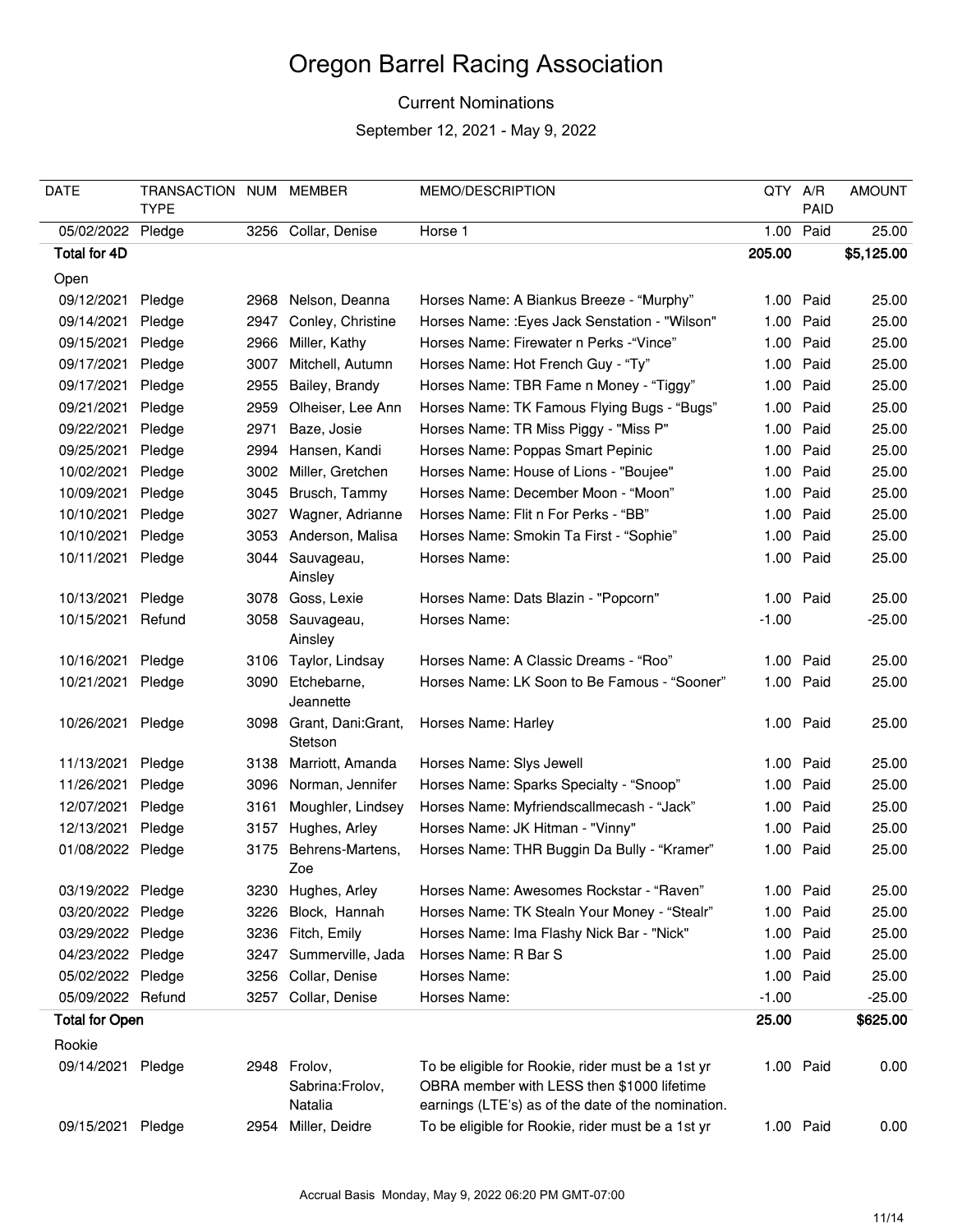# Oregon Barrel Racing Association

Current Nominations

September 12, 2021 - May 9, 2022

| DATE | TRANSACTION TYPE | NUM | MEMBER | MEMO/DESCRIPTION | QTY | A/R PAID | AMOUNT |
|---|---|---|---|---|---|---|---|
| 05/02/2022 | Pledge | 3256 | Collar, Denise | Horse 1 | 1.00 | Paid | 25.00 |
| **Total for 4D** | | | | | **205.00** | | **$5,125.00** |
| Open | | | | | | | |
| 09/12/2021 | Pledge | 2968 | Nelson, Deanna | Horses Name: A Biankus Breeze - "Murphy" | 1.00 | Paid | 25.00 |
| 09/14/2021 | Pledge | 2947 | Conley, Christine | Horses Name: :Eyes Jack Senstation - "Wilson" | 1.00 | Paid | 25.00 |
| 09/15/2021 | Pledge | 2966 | Miller, Kathy | Horses Name: Firewater n Perks -"Vince" | 1.00 | Paid | 25.00 |
| 09/17/2021 | Pledge | 3007 | Mitchell, Autumn | Horses Name: Hot French Guy - "Ty" | 1.00 | Paid | 25.00 |
| 09/17/2021 | Pledge | 2955 | Bailey, Brandy | Horses Name: TBR Fame n Money - "Tiggy" | 1.00 | Paid | 25.00 |
| 09/21/2021 | Pledge | 2959 | Olheiser, Lee Ann | Horses Name: TK Famous Flying Bugs - "Bugs" | 1.00 | Paid | 25.00 |
| 09/22/2021 | Pledge | 2971 | Baze, Josie | Horses Name: TR Miss Piggy - "Miss P" | 1.00 | Paid | 25.00 |
| 09/25/2021 | Pledge | 2994 | Hansen, Kandi | Horses Name: Poppas Smart Pepinic | 1.00 | Paid | 25.00 |
| 10/02/2021 | Pledge | 3002 | Miller, Gretchen | Horses Name: House of Lions - "Boujee" | 1.00 | Paid | 25.00 |
| 10/09/2021 | Pledge | 3045 | Brusch, Tammy | Horses Name: December Moon - "Moon" | 1.00 | Paid | 25.00 |
| 10/10/2021 | Pledge | 3027 | Wagner, Adrianne | Horses Name: Flit n For Perks - "BB" | 1.00 | Paid | 25.00 |
| 10/10/2021 | Pledge | 3053 | Anderson, Malisa | Horses Name: Smokin Ta First - "Sophie" | 1.00 | Paid | 25.00 |
| 10/11/2021 | Pledge | 3044 | Sauvageau, Ainsley | Horses Name: | 1.00 | Paid | 25.00 |
| 10/13/2021 | Pledge | 3078 | Goss, Lexie | Horses Name: Dats Blazin - "Popcorn" | 1.00 | Paid | 25.00 |
| 10/15/2021 | Refund | 3058 | Sauvageau, Ainsley | Horses Name: | -1.00 | | -25.00 |
| 10/16/2021 | Pledge | 3106 | Taylor, Lindsay | Horses Name: A Classic Dreams - "Roo" | 1.00 | Paid | 25.00 |
| 10/21/2021 | Pledge | 3090 | Etchebarne, Jeannette | Horses Name: LK Soon to Be Famous - "Sooner" | 1.00 | Paid | 25.00 |
| 10/26/2021 | Pledge | 3098 | Grant, Dani:Grant, Stetson | Horses Name: Harley | 1.00 | Paid | 25.00 |
| 11/13/2021 | Pledge | 3138 | Marriott, Amanda | Horses Name: Slys Jewell | 1.00 | Paid | 25.00 |
| 11/26/2021 | Pledge | 3096 | Norman, Jennifer | Horses Name: Sparks Specialty - "Snoop" | 1.00 | Paid | 25.00 |
| 12/07/2021 | Pledge | 3161 | Moughler, Lindsey | Horses Name: Myfriendscallmecash - "Jack" | 1.00 | Paid | 25.00 |
| 12/13/2021 | Pledge | 3157 | Hughes, Arley | Horses Name: JK Hitman - "Vinny" | 1.00 | Paid | 25.00 |
| 01/08/2022 | Pledge | 3175 | Behrens-Martens, Zoe | Horses Name: THR Buggin Da Bully - "Kramer" | 1.00 | Paid | 25.00 |
| 03/19/2022 | Pledge | 3230 | Hughes, Arley | Horses Name: Awesomes Rockstar - "Raven" | 1.00 | Paid | 25.00 |
| 03/20/2022 | Pledge | 3226 | Block, Hannah | Horses Name: TK Stealn Your Money - "Stealr" | 1.00 | Paid | 25.00 |
| 03/29/2022 | Pledge | 3236 | Fitch, Emily | Horses Name: Ima Flashy Nick Bar - "Nick" | 1.00 | Paid | 25.00 |
| 04/23/2022 | Pledge | 3247 | Summerville, Jada | Horses Name: R Bar S | 1.00 | Paid | 25.00 |
| 05/02/2022 | Pledge | 3256 | Collar, Denise | Horses Name: | 1.00 | Paid | 25.00 |
| 05/09/2022 | Refund | 3257 | Collar, Denise | Horses Name: | -1.00 | | -25.00 |
| **Total for Open** | | | | | **25.00** | | **$625.00** |
| Rookie | | | | | | | |
| 09/14/2021 | Pledge | 2948 | Frolov, Sabrina:Frolov, Natalia | To be eligible for Rookie, rider must be a 1st yr OBRA member with LESS then $1000 lifetime earnings (LTE's) as of the date of the nomination. | 1.00 | Paid | 0.00 |
| 09/15/2021 | Pledge | 2954 | Miller, Deidre | To be eligible for Rookie, rider must be a 1st yr | 1.00 | Paid | 0.00 |

Accrual Basis Monday, May 9, 2022 06:20 PM GMT-07:00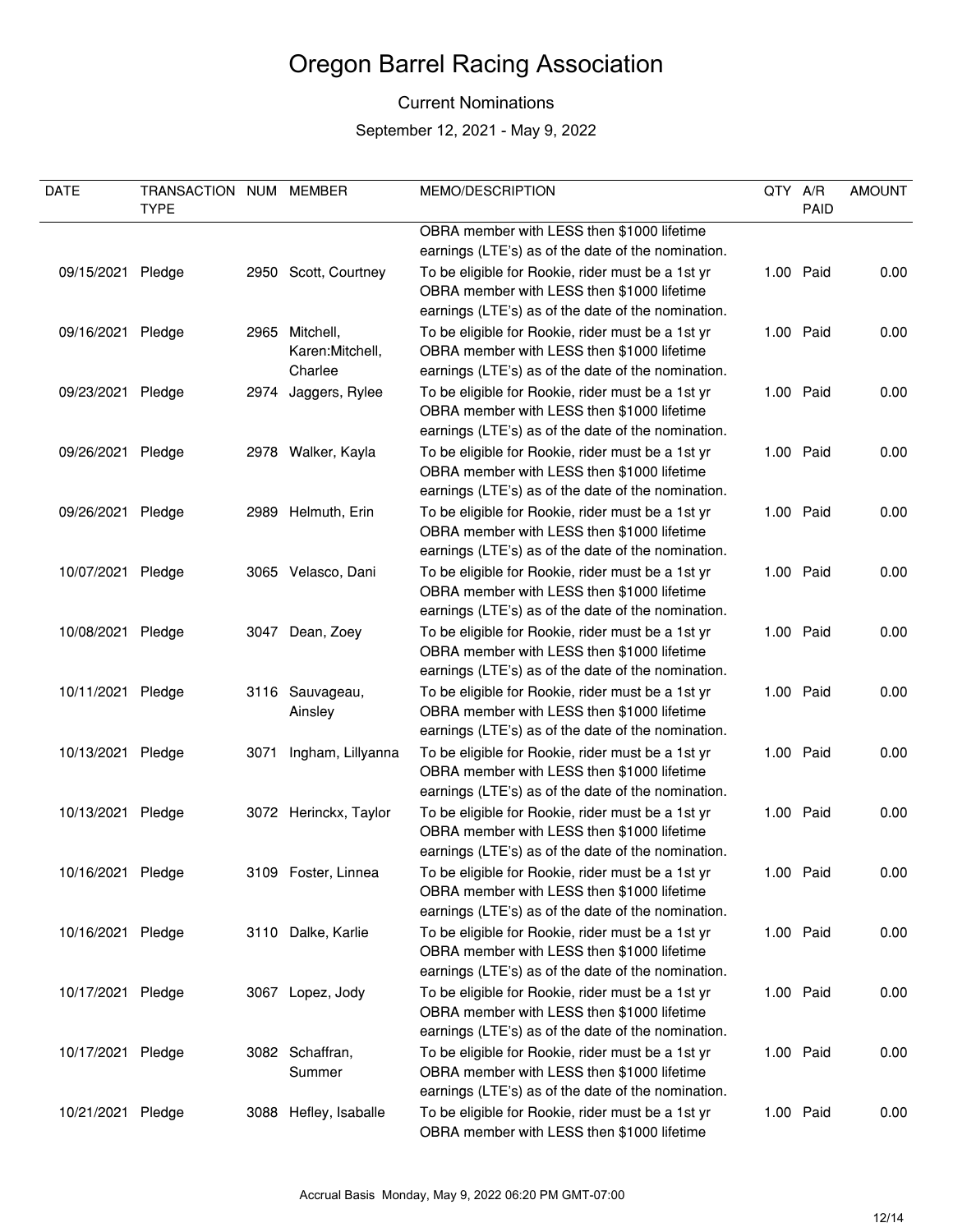# Oregon Barrel Racing Association

Current Nominations

September 12, 2021 - May 9, 2022

| DATE | TRANSACTION TYPE | NUM | MEMBER | MEMO/DESCRIPTION | QTY | A/R PAID | AMOUNT |
|---|---|---|---|---|---|---|---|
| | | | | OBRA member with LESS then $1000 lifetime earnings (LTE's) as of the date of the nomination. | | | |
| 09/15/2021 | Pledge | 2950 | Scott, Courtney | To be eligible for Rookie, rider must be a 1st yr OBRA member with LESS then $1000 lifetime earnings (LTE's) as of the date of the nomination. | 1.00 | Paid | 0.00 |
| 09/16/2021 | Pledge | 2965 | Mitchell, Karen:Mitchell, Charlee | To be eligible for Rookie, rider must be a 1st yr OBRA member with LESS then $1000 lifetime earnings (LTE's) as of the date of the nomination. | 1.00 | Paid | 0.00 |
| 09/23/2021 | Pledge | 2974 | Jaggers, Rylee | To be eligible for Rookie, rider must be a 1st yr OBRA member with LESS then $1000 lifetime earnings (LTE's) as of the date of the nomination. | 1.00 | Paid | 0.00 |
| 09/26/2021 | Pledge | 2978 | Walker, Kayla | To be eligible for Rookie, rider must be a 1st yr OBRA member with LESS then $1000 lifetime earnings (LTE's) as of the date of the nomination. | 1.00 | Paid | 0.00 |
| 09/26/2021 | Pledge | 2989 | Helmuth, Erin | To be eligible for Rookie, rider must be a 1st yr OBRA member with LESS then $1000 lifetime earnings (LTE's) as of the date of the nomination. | 1.00 | Paid | 0.00 |
| 10/07/2021 | Pledge | 3065 | Velasco, Dani | To be eligible for Rookie, rider must be a 1st yr OBRA member with LESS then $1000 lifetime earnings (LTE's) as of the date of the nomination. | 1.00 | Paid | 0.00 |
| 10/08/2021 | Pledge | 3047 | Dean, Zoey | To be eligible for Rookie, rider must be a 1st yr OBRA member with LESS then $1000 lifetime earnings (LTE's) as of the date of the nomination. | 1.00 | Paid | 0.00 |
| 10/11/2021 | Pledge | 3116 | Sauvageau, Ainsley | To be eligible for Rookie, rider must be a 1st yr OBRA member with LESS then $1000 lifetime earnings (LTE's) as of the date of the nomination. | 1.00 | Paid | 0.00 |
| 10/13/2021 | Pledge | 3071 | Ingham, Lillyanna | To be eligible for Rookie, rider must be a 1st yr OBRA member with LESS then $1000 lifetime earnings (LTE's) as of the date of the nomination. | 1.00 | Paid | 0.00 |
| 10/13/2021 | Pledge | 3072 | Herinckx, Taylor | To be eligible for Rookie, rider must be a 1st yr OBRA member with LESS then $1000 lifetime earnings (LTE's) as of the date of the nomination. | 1.00 | Paid | 0.00 |
| 10/16/2021 | Pledge | 3109 | Foster, Linnea | To be eligible for Rookie, rider must be a 1st yr OBRA member with LESS then $1000 lifetime earnings (LTE's) as of the date of the nomination. | 1.00 | Paid | 0.00 |
| 10/16/2021 | Pledge | 3110 | Dalke, Karlie | To be eligible for Rookie, rider must be a 1st yr OBRA member with LESS then $1000 lifetime earnings (LTE's) as of the date of the nomination. | 1.00 | Paid | 0.00 |
| 10/17/2021 | Pledge | 3067 | Lopez, Jody | To be eligible for Rookie, rider must be a 1st yr OBRA member with LESS then $1000 lifetime earnings (LTE's) as of the date of the nomination. | 1.00 | Paid | 0.00 |
| 10/17/2021 | Pledge | 3082 | Schaffran, Summer | To be eligible for Rookie, rider must be a 1st yr OBRA member with LESS then $1000 lifetime earnings (LTE's) as of the date of the nomination. | 1.00 | Paid | 0.00 |
| 10/21/2021 | Pledge | 3088 | Hefley, Isaballe | To be eligible for Rookie, rider must be a 1st yr OBRA member with LESS then $1000 lifetime | 1.00 | Paid | 0.00 |

Accrual Basis Monday, May 9, 2022 06:20 PM GMT-07:00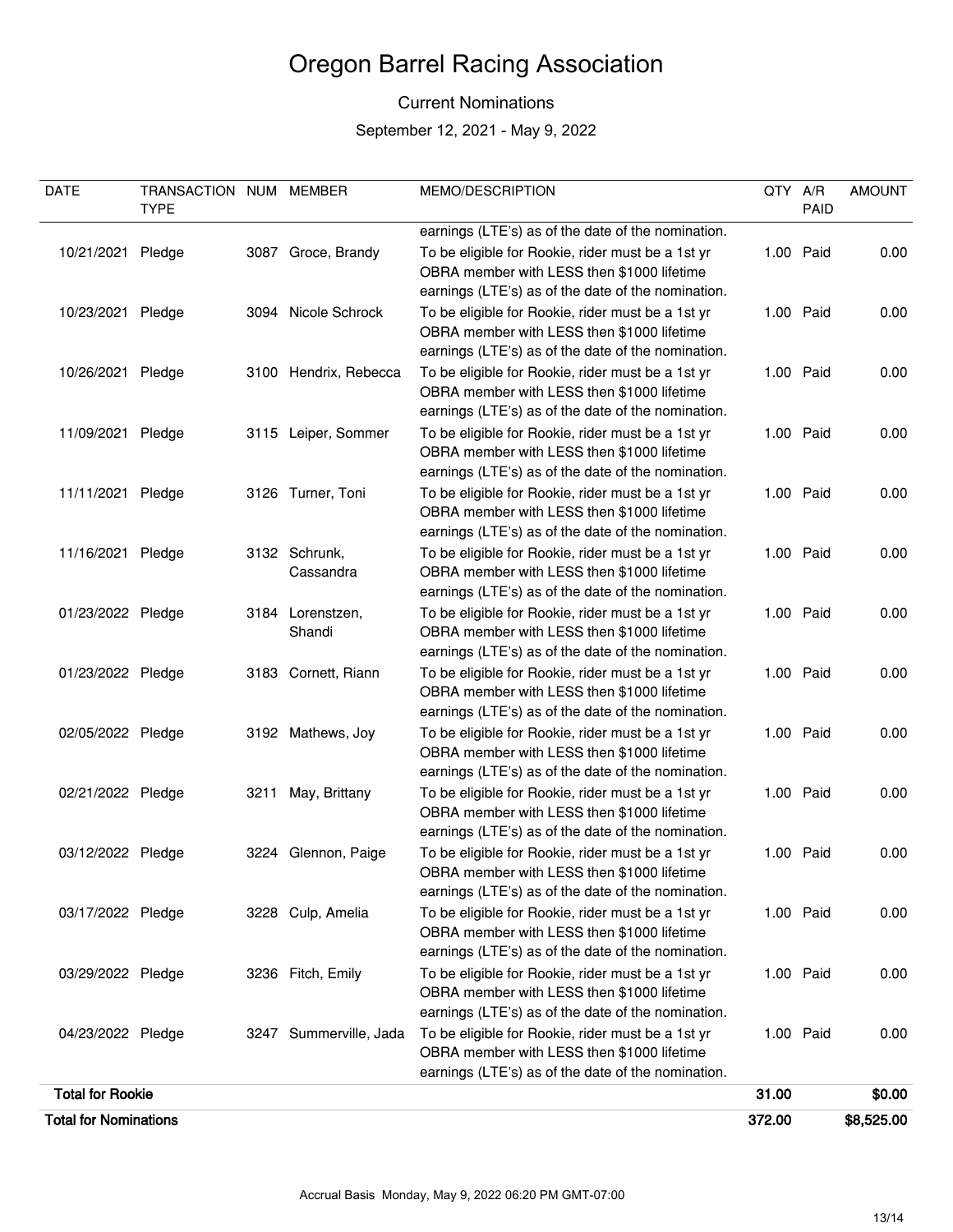# Oregon Barrel Racing Association

Current Nominations

September 12, 2021 - May 9, 2022

| DATE | TRANSACTION TYPE | NUM | MEMBER | MEMO/DESCRIPTION | QTY | A/R PAID | AMOUNT |
|---|---|---|---|---|---|---|---|
| | | | | earnings (LTE's) as of the date of the nomination. | | | |
| 10/21/2021 | Pledge | 3087 | Groce, Brandy | To be eligible for Rookie, rider must be a 1st yr OBRA member with LESS then $1000 lifetime earnings (LTE's) as of the date of the nomination. | 1.00 | Paid | 0.00 |
| 10/23/2021 | Pledge | 3094 | Nicole Schrock | To be eligible for Rookie, rider must be a 1st yr OBRA member with LESS then $1000 lifetime earnings (LTE's) as of the date of the nomination. | 1.00 | Paid | 0.00 |
| 10/26/2021 | Pledge | 3100 | Hendrix, Rebecca | To be eligible for Rookie, rider must be a 1st yr OBRA member with LESS then $1000 lifetime earnings (LTE's) as of the date of the nomination. | 1.00 | Paid | 0.00 |
| 11/09/2021 | Pledge | 3115 | Leiper, Sommer | To be eligible for Rookie, rider must be a 1st yr OBRA member with LESS then $1000 lifetime earnings (LTE's) as of the date of the nomination. | 1.00 | Paid | 0.00 |
| 11/11/2021 | Pledge | 3126 | Turner, Toni | To be eligible for Rookie, rider must be a 1st yr OBRA member with LESS then $1000 lifetime earnings (LTE's) as of the date of the nomination. | 1.00 | Paid | 0.00 |
| 11/16/2021 | Pledge | 3132 | Schrunk, Cassandra | To be eligible for Rookie, rider must be a 1st yr OBRA member with LESS then $1000 lifetime earnings (LTE's) as of the date of the nomination. | 1.00 | Paid | 0.00 |
| 01/23/2022 | Pledge | 3184 | Lorenstzen, Shandi | To be eligible for Rookie, rider must be a 1st yr OBRA member with LESS then $1000 lifetime earnings (LTE's) as of the date of the nomination. | 1.00 | Paid | 0.00 |
| 01/23/2022 | Pledge | 3183 | Cornett, Riann | To be eligible for Rookie, rider must be a 1st yr OBRA member with LESS then $1000 lifetime earnings (LTE's) as of the date of the nomination. | 1.00 | Paid | 0.00 |
| 02/05/2022 | Pledge | 3192 | Mathews, Joy | To be eligible for Rookie, rider must be a 1st yr OBRA member with LESS then $1000 lifetime earnings (LTE's) as of the date of the nomination. | 1.00 | Paid | 0.00 |
| 02/21/2022 | Pledge | 3211 | May, Brittany | To be eligible for Rookie, rider must be a 1st yr OBRA member with LESS then $1000 lifetime earnings (LTE's) as of the date of the nomination. | 1.00 | Paid | 0.00 |
| 03/12/2022 | Pledge | 3224 | Glennon, Paige | To be eligible for Rookie, rider must be a 1st yr OBRA member with LESS then $1000 lifetime earnings (LTE's) as of the date of the nomination. | 1.00 | Paid | 0.00 |
| 03/17/2022 | Pledge | 3228 | Culp, Amelia | To be eligible for Rookie, rider must be a 1st yr OBRA member with LESS then $1000 lifetime earnings (LTE's) as of the date of the nomination. | 1.00 | Paid | 0.00 |
| 03/29/2022 | Pledge | 3236 | Fitch, Emily | To be eligible for Rookie, rider must be a 1st yr OBRA member with LESS then $1000 lifetime earnings (LTE's) as of the date of the nomination. | 1.00 | Paid | 0.00 |
| 04/23/2022 | Pledge | 3247 | Summerville, Jada | To be eligible for Rookie, rider must be a 1st yr OBRA member with LESS then $1000 lifetime earnings (LTE's) as of the date of the nomination. | 1.00 | Paid | 0.00 |
| **Total for Rookie** | | | | | **31.00** | | **$0.00** |
| **Total for Nominations** | | | | | **372.00** | | **$8,525.00** |

Accrual Basis Monday, May 9, 2022 06:20 PM GMT-07:00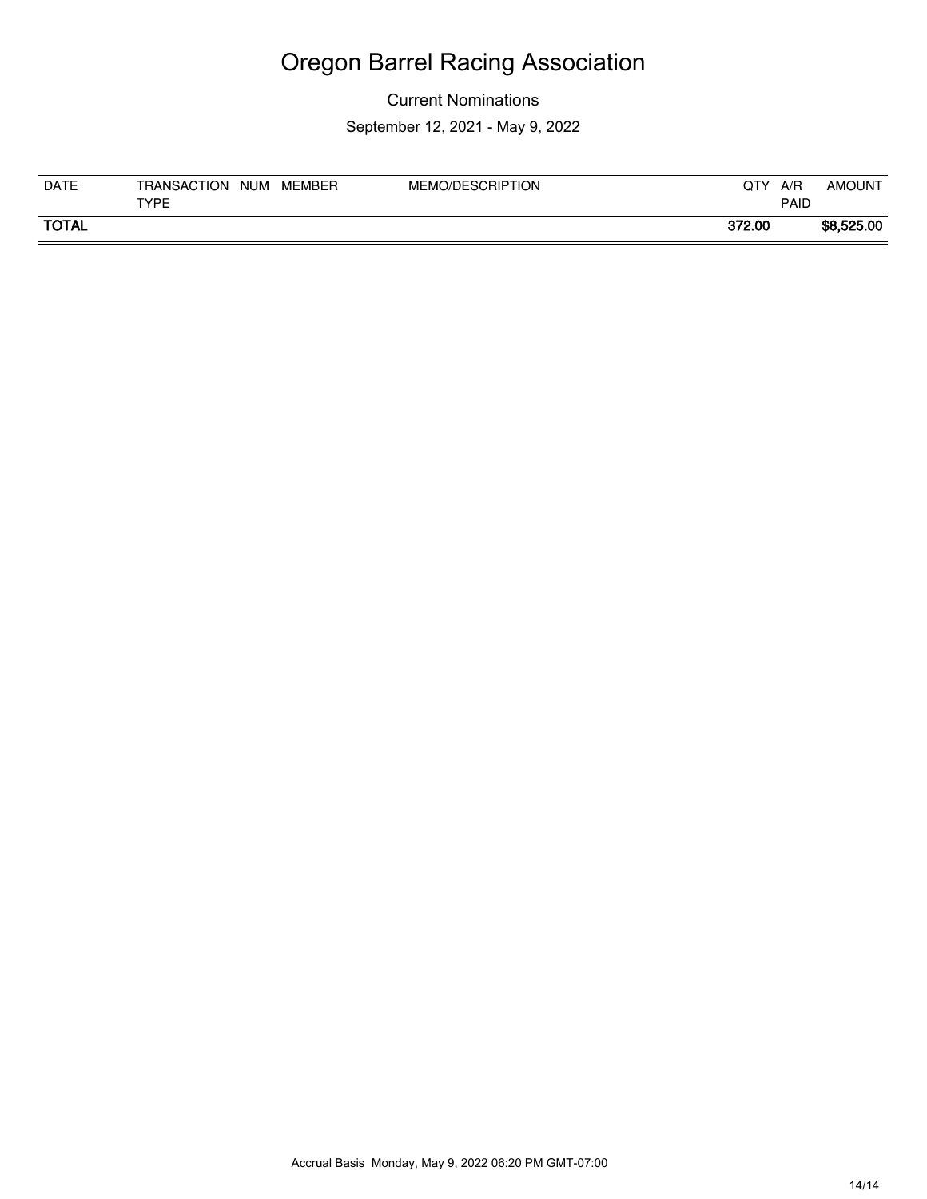# Oregon Barrel Racing Association

Current Nominations

September 12, 2021 - May 9, 2022

| DATE | TRANSACTION TYPE | NUM | MEMBER | MEMO/DESCRIPTION | QTY | A/R PAID | AMOUNT |
|---|---|---|---|---|---|---|---|
| **TOTAL** | | | | | **372.00** | | **$8,525.00** |

Accrual Basis Monday, May 9, 2022 06:20 PM GMT-07:00